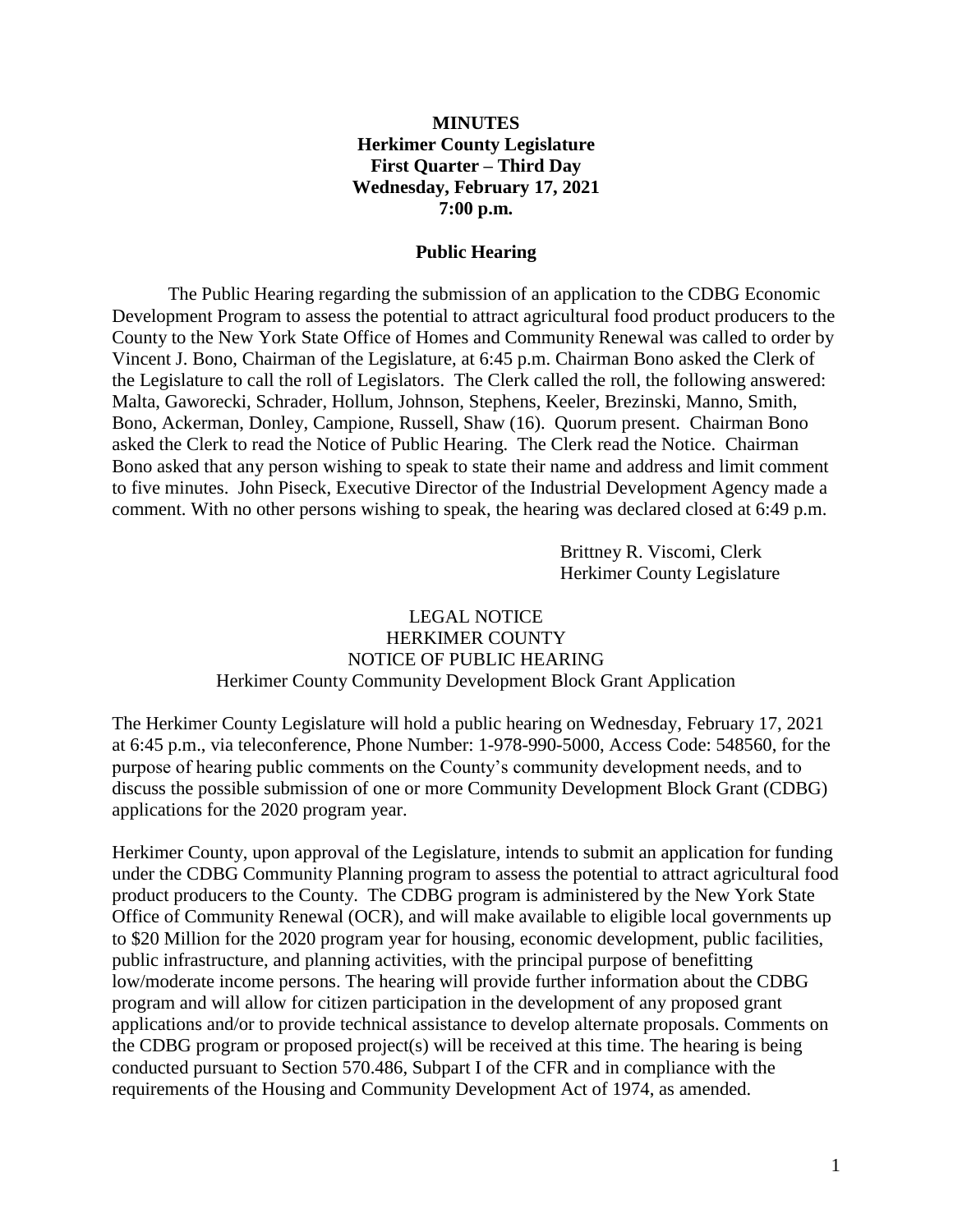**MINUTES**
**Herkimer County Legislature**
**First Quarter – Third Day**
**Wednesday, February 17, 2021**
**7:00 p.m.**

**Public Hearing**

The Public Hearing regarding the submission of an application to the CDBG Economic Development Program to assess the potential to attract agricultural food product producers to the County to the New York State Office of Homes and Community Renewal was called to order by Vincent J. Bono, Chairman of the Legislature, at 6:45 p.m. Chairman Bono asked the Clerk of the Legislature to call the roll of Legislators. The Clerk called the roll, the following answered: Malta, Gaworecki, Schrader, Hollum, Johnson, Stephens, Keeler, Brezinski, Manno, Smith, Bono, Ackerman, Donley, Campione, Russell, Shaw (16). Quorum present. Chairman Bono asked the Clerk to read the Notice of Public Hearing. The Clerk read the Notice. Chairman Bono asked that any person wishing to speak to state their name and address and limit comment to five minutes. John Piseck, Executive Director of the Industrial Development Agency made a comment. With no other persons wishing to speak, the hearing was declared closed at 6:49 p.m.

Brittney R. Viscomi, Clerk
Herkimer County Legislature

LEGAL NOTICE
HERKIMER COUNTY
NOTICE OF PUBLIC HEARING
Herkimer County Community Development Block Grant Application

The Herkimer County Legislature will hold a public hearing on Wednesday, February 17, 2021 at 6:45 p.m., via teleconference, Phone Number: 1-978-990-5000, Access Code: 548560, for the purpose of hearing public comments on the County's community development needs, and to discuss the possible submission of one or more Community Development Block Grant (CDBG) applications for the 2020 program year.

Herkimer County, upon approval of the Legislature, intends to submit an application for funding under the CDBG Community Planning program to assess the potential to attract agricultural food product producers to the County. The CDBG program is administered by the New York State Office of Community Renewal (OCR), and will make available to eligible local governments up to $20 Million for the 2020 program year for housing, economic development, public facilities, public infrastructure, and planning activities, with the principal purpose of benefitting low/moderate income persons. The hearing will provide further information about the CDBG program and will allow for citizen participation in the development of any proposed grant applications and/or to provide technical assistance to develop alternate proposals. Comments on the CDBG program or proposed project(s) will be received at this time. The hearing is being conducted pursuant to Section 570.486, Subpart I of the CFR and in compliance with the requirements of the Housing and Community Development Act of 1974, as amended.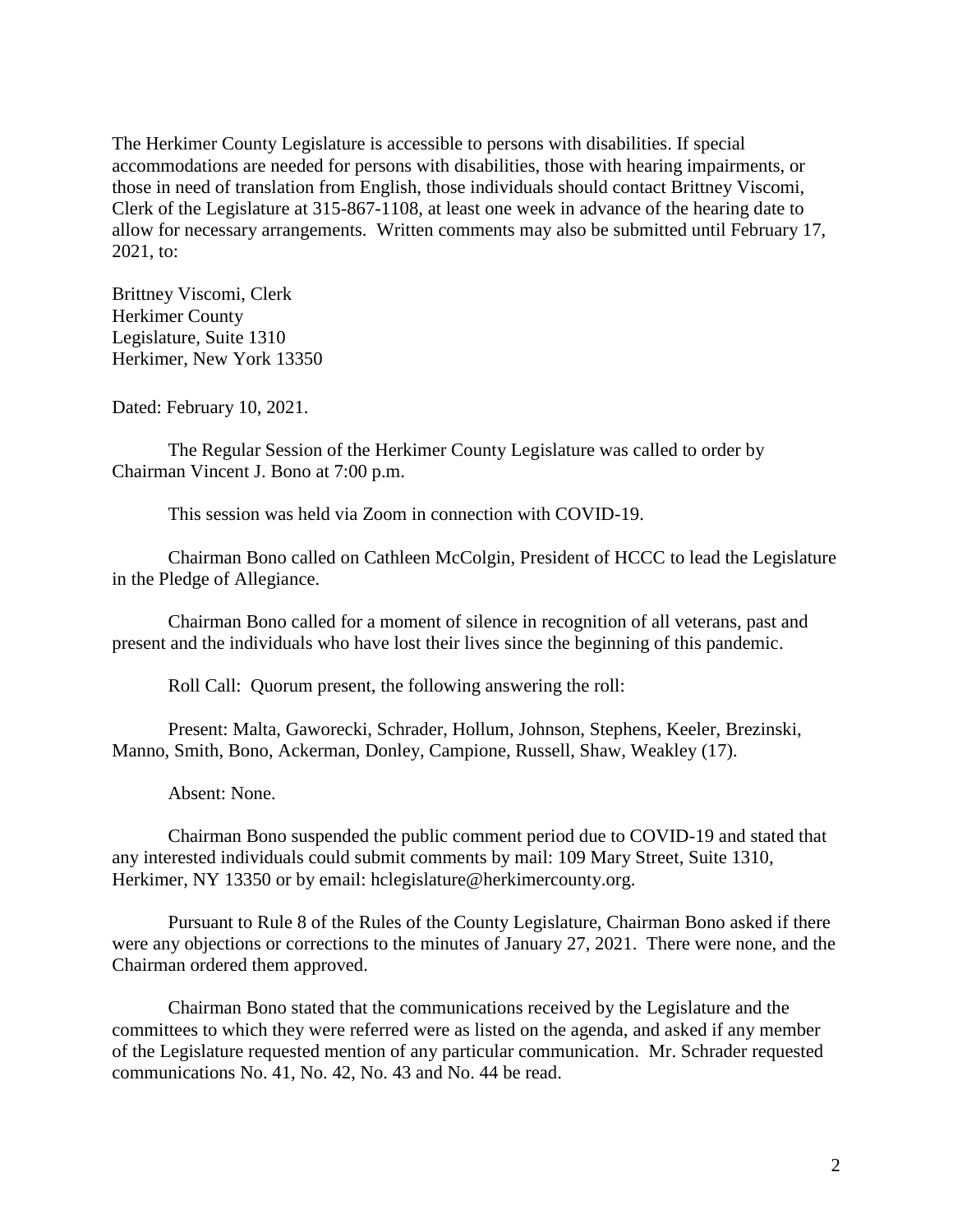The Herkimer County Legislature is accessible to persons with disabilities. If special accommodations are needed for persons with disabilities, those with hearing impairments, or those in need of translation from English, those individuals should contact Brittney Viscomi, Clerk of the Legislature at 315-867-1108, at least one week in advance of the hearing date to allow for necessary arrangements. Written comments may also be submitted until February 17, 2021, to:

Brittney Viscomi, Clerk
Herkimer County
Legislature, Suite 1310
Herkimer, New York 13350

Dated: February 10, 2021.

The Regular Session of the Herkimer County Legislature was called to order by Chairman Vincent J. Bono at 7:00 p.m.

This session was held via Zoom in connection with COVID-19.

Chairman Bono called on Cathleen McColgin, President of HCCC to lead the Legislature in the Pledge of Allegiance.

Chairman Bono called for a moment of silence in recognition of all veterans, past and present and the individuals who have lost their lives since the beginning of this pandemic.

Roll Call: Quorum present, the following answering the roll:

Present: Malta, Gaworecki, Schrader, Hollum, Johnson, Stephens, Keeler, Brezinski, Manno, Smith, Bono, Ackerman, Donley, Campione, Russell, Shaw, Weakley (17).

Absent: None.

Chairman Bono suspended the public comment period due to COVID-19 and stated that any interested individuals could submit comments by mail: 109 Mary Street, Suite 1310, Herkimer, NY 13350 or by email: hclegislature@herkimercounty.org.

Pursuant to Rule 8 of the Rules of the County Legislature, Chairman Bono asked if there were any objections or corrections to the minutes of January 27, 2021. There were none, and the Chairman ordered them approved.

Chairman Bono stated that the communications received by the Legislature and the committees to which they were referred were as listed on the agenda, and asked if any member of the Legislature requested mention of any particular communication. Mr. Schrader requested communications No. 41, No. 42, No. 43 and No. 44 be read.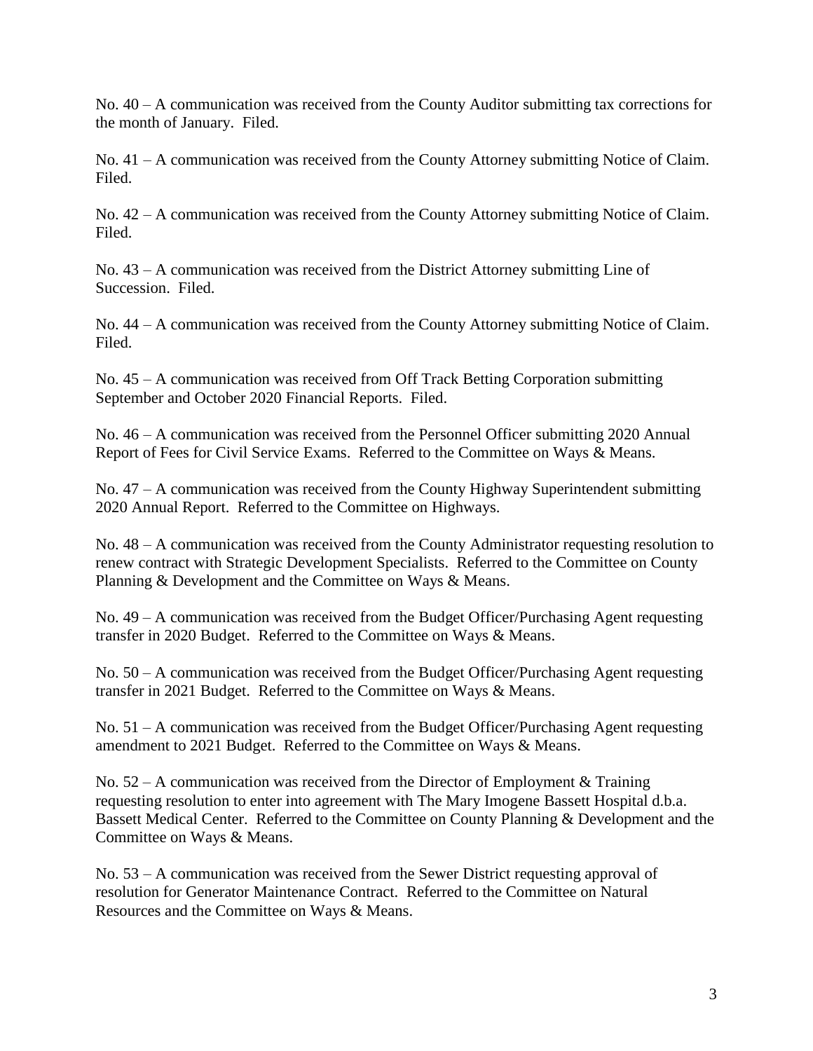No. 40 – A communication was received from the County Auditor submitting tax corrections for the month of January. Filed.

No. 41 – A communication was received from the County Attorney submitting Notice of Claim. Filed.

No. 42 – A communication was received from the County Attorney submitting Notice of Claim. Filed.

No. 43 – A communication was received from the District Attorney submitting Line of Succession. Filed.

No. 44 – A communication was received from the County Attorney submitting Notice of Claim. Filed.

No. 45 – A communication was received from Off Track Betting Corporation submitting September and October 2020 Financial Reports. Filed.

No. 46 – A communication was received from the Personnel Officer submitting 2020 Annual Report of Fees for Civil Service Exams. Referred to the Committee on Ways & Means.

No. 47 – A communication was received from the County Highway Superintendent submitting 2020 Annual Report. Referred to the Committee on Highways.

No. 48 – A communication was received from the County Administrator requesting resolution to renew contract with Strategic Development Specialists. Referred to the Committee on County Planning & Development and the Committee on Ways & Means.

No. 49 – A communication was received from the Budget Officer/Purchasing Agent requesting transfer in 2020 Budget. Referred to the Committee on Ways & Means.

No. 50 – A communication was received from the Budget Officer/Purchasing Agent requesting transfer in 2021 Budget. Referred to the Committee on Ways & Means.

No. 51 – A communication was received from the Budget Officer/Purchasing Agent requesting amendment to 2021 Budget. Referred to the Committee on Ways & Means.

No. 52 – A communication was received from the Director of Employment & Training requesting resolution to enter into agreement with The Mary Imogene Bassett Hospital d.b.a. Bassett Medical Center. Referred to the Committee on County Planning & Development and the Committee on Ways & Means.

No. 53 – A communication was received from the Sewer District requesting approval of resolution for Generator Maintenance Contract. Referred to the Committee on Natural Resources and the Committee on Ways & Means.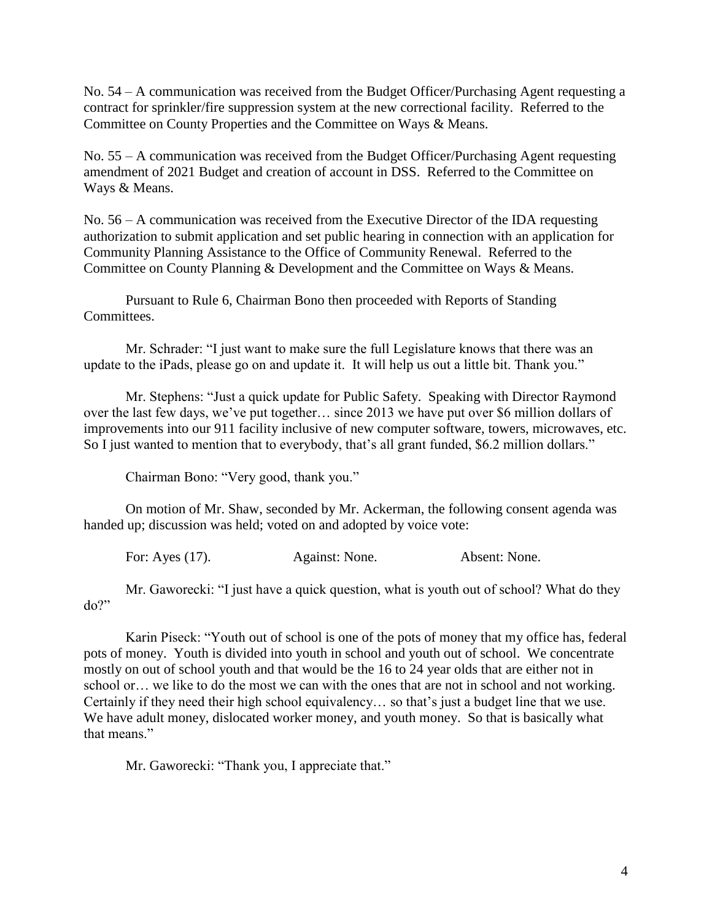No. 54 – A communication was received from the Budget Officer/Purchasing Agent requesting a contract for sprinkler/fire suppression system at the new correctional facility. Referred to the Committee on County Properties and the Committee on Ways & Means.

No. 55 – A communication was received from the Budget Officer/Purchasing Agent requesting amendment of 2021 Budget and creation of account in DSS. Referred to the Committee on Ways & Means.

No. 56 – A communication was received from the Executive Director of the IDA requesting authorization to submit application and set public hearing in connection with an application for Community Planning Assistance to the Office of Community Renewal. Referred to the Committee on County Planning & Development and the Committee on Ways & Means.

Pursuant to Rule 6, Chairman Bono then proceeded with Reports of Standing Committees.

Mr. Schrader: "I just want to make sure the full Legislature knows that there was an update to the iPads, please go on and update it. It will help us out a little bit. Thank you."

Mr. Stephens: "Just a quick update for Public Safety. Speaking with Director Raymond over the last few days, we've put together… since 2013 we have put over $6 million dollars of improvements into our 911 facility inclusive of new computer software, towers, microwaves, etc. So I just wanted to mention that to everybody, that's all grant funded, $6.2 million dollars."

Chairman Bono: "Very good, thank you."

On motion of Mr. Shaw, seconded by Mr. Ackerman, the following consent agenda was handed up; discussion was held; voted on and adopted by voice vote:

For: Ayes (17). Against: None. Absent: None.

Mr. Gaworecki: "I just have a quick question, what is youth out of school? What do they do?"

Karin Piseck: "Youth out of school is one of the pots of money that my office has, federal pots of money. Youth is divided into youth in school and youth out of school. We concentrate mostly on out of school youth and that would be the 16 to 24 year olds that are either not in school or… we like to do the most we can with the ones that are not in school and not working. Certainly if they need their high school equivalency… so that's just a budget line that we use. We have adult money, dislocated worker money, and youth money. So that is basically what that means."

Mr. Gaworecki: "Thank you, I appreciate that."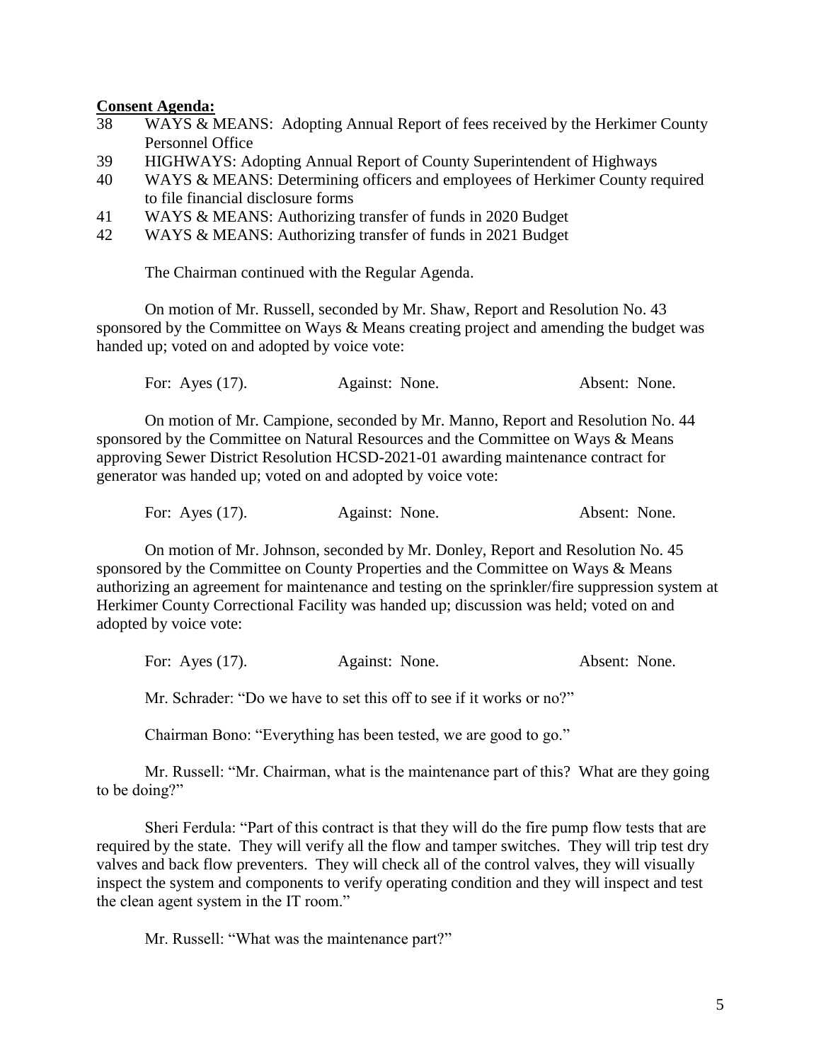**Consent Agenda:**

38 WAYS & MEANS: Adopting Annual Report of fees received by the Herkimer County Personnel Office

39 HIGHWAYS: Adopting Annual Report of County Superintendent of Highways

40 WAYS & MEANS: Determining officers and employees of Herkimer County required to file financial disclosure forms

41 WAYS & MEANS: Authorizing transfer of funds in 2020 Budget

42 WAYS & MEANS: Authorizing transfer of funds in 2021 Budget

The Chairman continued with the Regular Agenda.

On motion of Mr. Russell, seconded by Mr. Shaw, Report and Resolution No. 43 sponsored by the Committee on Ways & Means creating project and amending the budget was handed up; voted on and adopted by voice vote:

For: Ayes (17). Against: None. Absent: None.

On motion of Mr. Campione, seconded by Mr. Manno, Report and Resolution No. 44 sponsored by the Committee on Natural Resources and the Committee on Ways & Means approving Sewer District Resolution HCSD-2021-01 awarding maintenance contract for generator was handed up; voted on and adopted by voice vote:

For: Ayes (17). Against: None. Absent: None.

On motion of Mr. Johnson, seconded by Mr. Donley, Report and Resolution No. 45 sponsored by the Committee on County Properties and the Committee on Ways & Means authorizing an agreement for maintenance and testing on the sprinkler/fire suppression system at Herkimer County Correctional Facility was handed up; discussion was held; voted on and adopted by voice vote:

For: Ayes (17). Against: None. Absent: None.

Mr. Schrader: "Do we have to set this off to see if it works or no?"

Chairman Bono: "Everything has been tested, we are good to go."

Mr. Russell: "Mr. Chairman, what is the maintenance part of this? What are they going to be doing?"

Sheri Ferdula: "Part of this contract is that they will do the fire pump flow tests that are required by the state. They will verify all the flow and tamper switches. They will trip test dry valves and back flow preventers. They will check all of the control valves, they will visually inspect the system and components to verify operating condition and they will inspect and test the clean agent system in the IT room."

Mr. Russell: "What was the maintenance part?"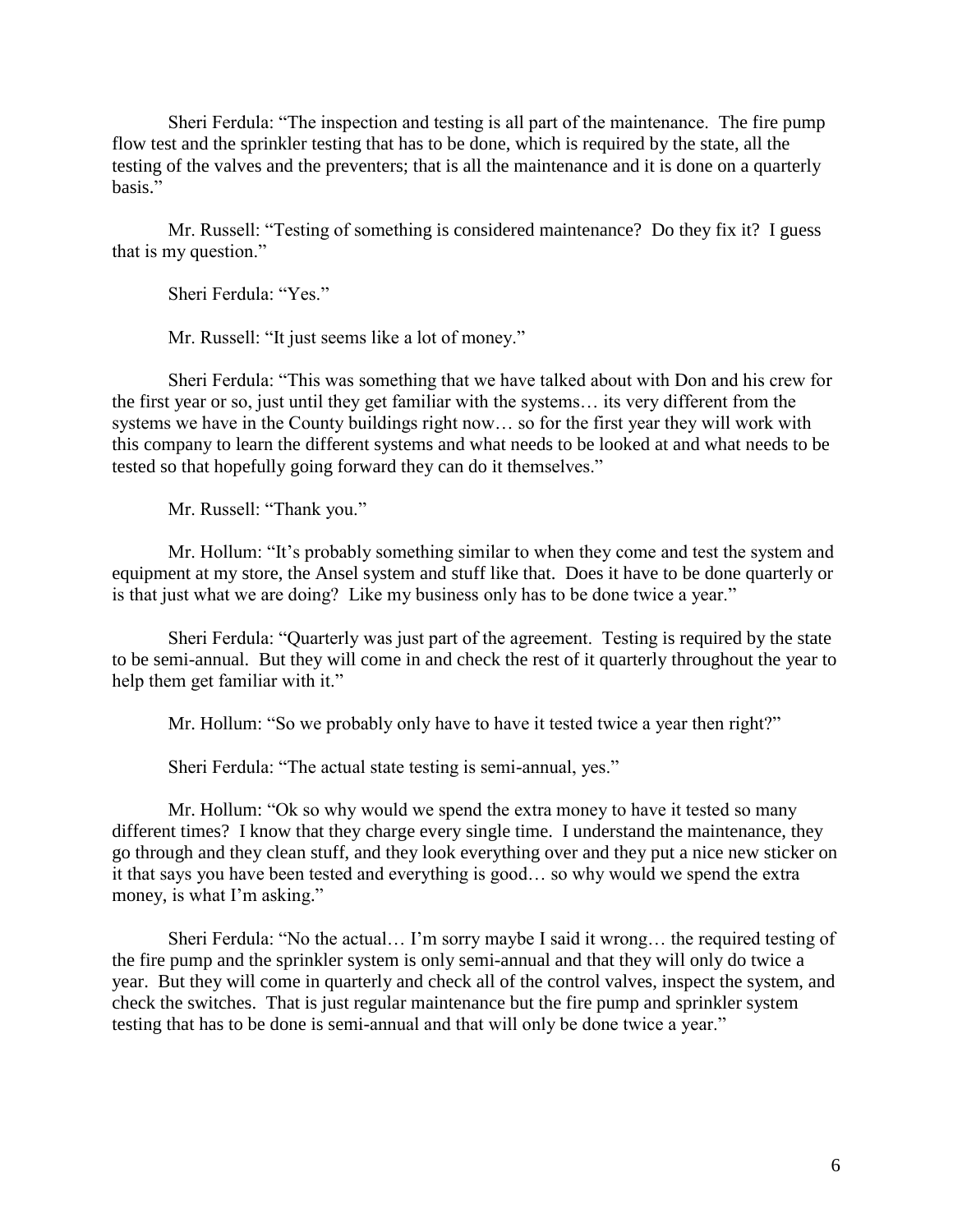Sheri Ferdula: "The inspection and testing is all part of the maintenance. The fire pump flow test and the sprinkler testing that has to be done, which is required by the state, all the testing of the valves and the preventers; that is all the maintenance and it is done on a quarterly basis."

Mr. Russell: "Testing of something is considered maintenance? Do they fix it? I guess that is my question."

Sheri Ferdula: "Yes."

Mr. Russell: "It just seems like a lot of money."

Sheri Ferdula: "This was something that we have talked about with Don and his crew for the first year or so, just until they get familiar with the systems… its very different from the systems we have in the County buildings right now… so for the first year they will work with this company to learn the different systems and what needs to be looked at and what needs to be tested so that hopefully going forward they can do it themselves."

Mr. Russell: "Thank you."

Mr. Hollum: "It's probably something similar to when they come and test the system and equipment at my store, the Ansel system and stuff like that. Does it have to be done quarterly or is that just what we are doing? Like my business only has to be done twice a year."

Sheri Ferdula: "Quarterly was just part of the agreement. Testing is required by the state to be semi-annual. But they will come in and check the rest of it quarterly throughout the year to help them get familiar with it."

Mr. Hollum: "So we probably only have to have it tested twice a year then right?"

Sheri Ferdula: "The actual state testing is semi-annual, yes."

Mr. Hollum: "Ok so why would we spend the extra money to have it tested so many different times? I know that they charge every single time. I understand the maintenance, they go through and they clean stuff, and they look everything over and they put a nice new sticker on it that says you have been tested and everything is good… so why would we spend the extra money, is what I'm asking."

Sheri Ferdula: "No the actual… I'm sorry maybe I said it wrong… the required testing of the fire pump and the sprinkler system is only semi-annual and that they will only do twice a year. But they will come in quarterly and check all of the control valves, inspect the system, and check the switches. That is just regular maintenance but the fire pump and sprinkler system testing that has to be done is semi-annual and that will only be done twice a year."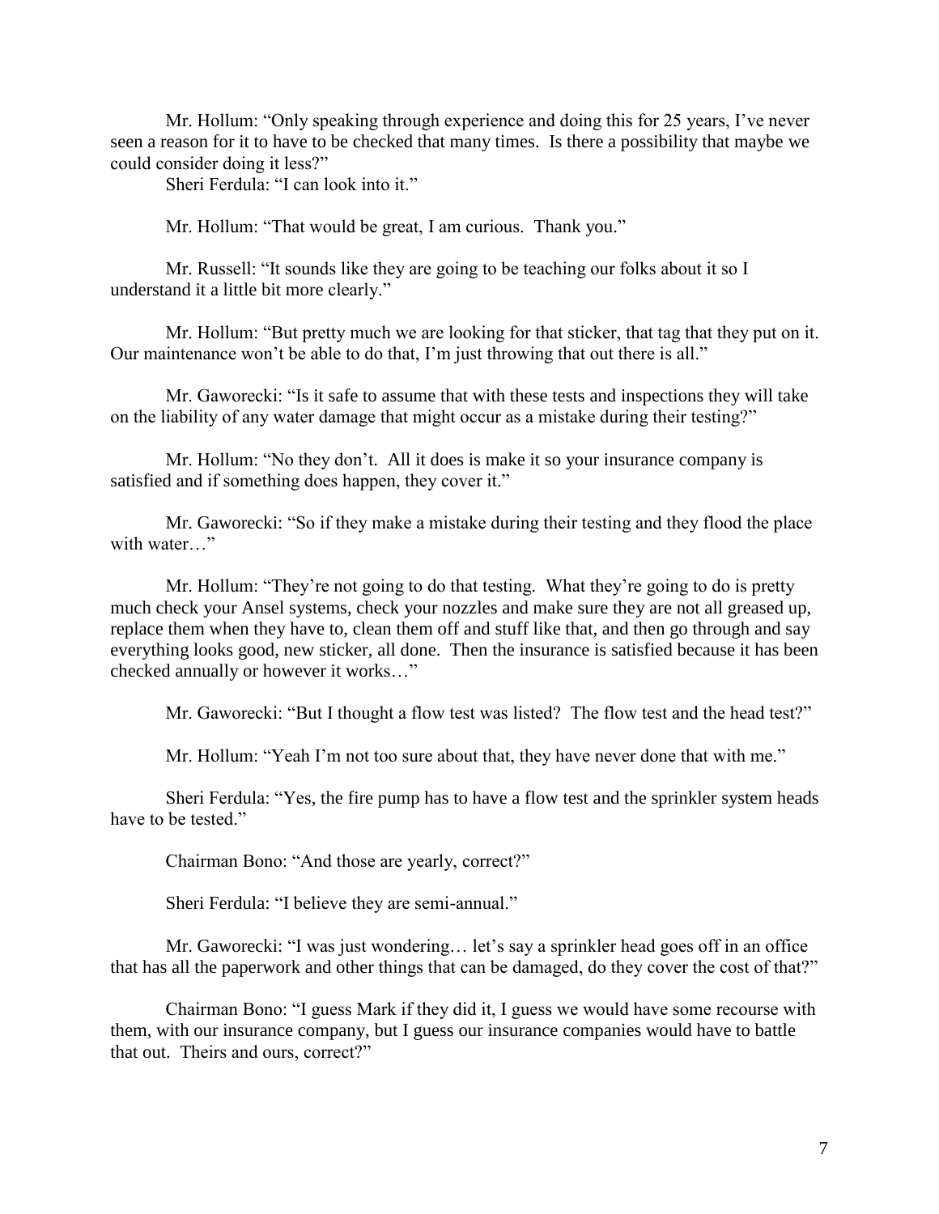Mr. Hollum: "Only speaking through experience and doing this for 25 years, I've never seen a reason for it to have to be checked that many times. Is there a possibility that maybe we could consider doing it less?"

Sheri Ferdula: "I can look into it."

Mr. Hollum: "That would be great, I am curious. Thank you."

Mr. Russell: "It sounds like they are going to be teaching our folks about it so I understand it a little bit more clearly."

Mr. Hollum: "But pretty much we are looking for that sticker, that tag that they put on it. Our maintenance won't be able to do that, I'm just throwing that out there is all."

Mr. Gaworecki: "Is it safe to assume that with these tests and inspections they will take on the liability of any water damage that might occur as a mistake during their testing?"

Mr. Hollum: "No they don't. All it does is make it so your insurance company is satisfied and if something does happen, they cover it."

Mr. Gaworecki: "So if they make a mistake during their testing and they flood the place with water…"

Mr. Hollum: "They're not going to do that testing. What they're going to do is pretty much check your Ansel systems, check your nozzles and make sure they are not all greased up, replace them when they have to, clean them off and stuff like that, and then go through and say everything looks good, new sticker, all done. Then the insurance is satisfied because it has been checked annually or however it works…"

Mr. Gaworecki: "But I thought a flow test was listed? The flow test and the head test?"

Mr. Hollum: "Yeah I'm not too sure about that, they have never done that with me."

Sheri Ferdula: "Yes, the fire pump has to have a flow test and the sprinkler system heads have to be tested."

Chairman Bono: "And those are yearly, correct?"

Sheri Ferdula: "I believe they are semi-annual."

Mr. Gaworecki: "I was just wondering… let's say a sprinkler head goes off in an office that has all the paperwork and other things that can be damaged, do they cover the cost of that?"

Chairman Bono: "I guess Mark if they did it, I guess we would have some recourse with them, with our insurance company, but I guess our insurance companies would have to battle that out. Theirs and ours, correct?"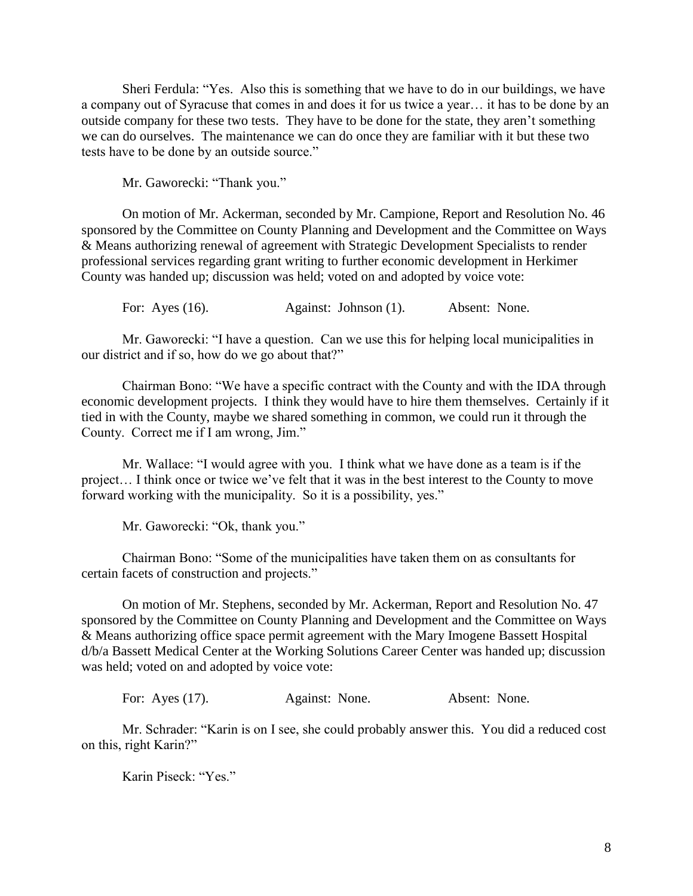Sheri Ferdula: "Yes. Also this is something that we have to do in our buildings, we have a company out of Syracuse that comes in and does it for us twice a year… it has to be done by an outside company for these two tests. They have to be done for the state, they aren't something we can do ourselves. The maintenance we can do once they are familiar with it but these two tests have to be done by an outside source."

Mr. Gaworecki: "Thank you."

On motion of Mr. Ackerman, seconded by Mr. Campione, Report and Resolution No. 46 sponsored by the Committee on County Planning and Development and the Committee on Ways & Means authorizing renewal of agreement with Strategic Development Specialists to render professional services regarding grant writing to further economic development in Herkimer County was handed up; discussion was held; voted on and adopted by voice vote:

For: Ayes (16). Against: Johnson (1). Absent: None.

Mr. Gaworecki: "I have a question. Can we use this for helping local municipalities in our district and if so, how do we go about that?"

Chairman Bono: "We have a specific contract with the County and with the IDA through economic development projects. I think they would have to hire them themselves. Certainly if it tied in with the County, maybe we shared something in common, we could run it through the County. Correct me if I am wrong, Jim."

Mr. Wallace: "I would agree with you. I think what we have done as a team is if the project… I think once or twice we've felt that it was in the best interest to the County to move forward working with the municipality. So it is a possibility, yes."

Mr. Gaworecki: "Ok, thank you."

Chairman Bono: "Some of the municipalities have taken them on as consultants for certain facets of construction and projects."

On motion of Mr. Stephens, seconded by Mr. Ackerman, Report and Resolution No. 47 sponsored by the Committee on County Planning and Development and the Committee on Ways & Means authorizing office space permit agreement with the Mary Imogene Bassett Hospital d/b/a Bassett Medical Center at the Working Solutions Career Center was handed up; discussion was held; voted on and adopted by voice vote:

For: Ayes (17). Against: None. Absent: None.

Mr. Schrader: "Karin is on I see, she could probably answer this. You did a reduced cost on this, right Karin?"

Karin Piseck: "Yes."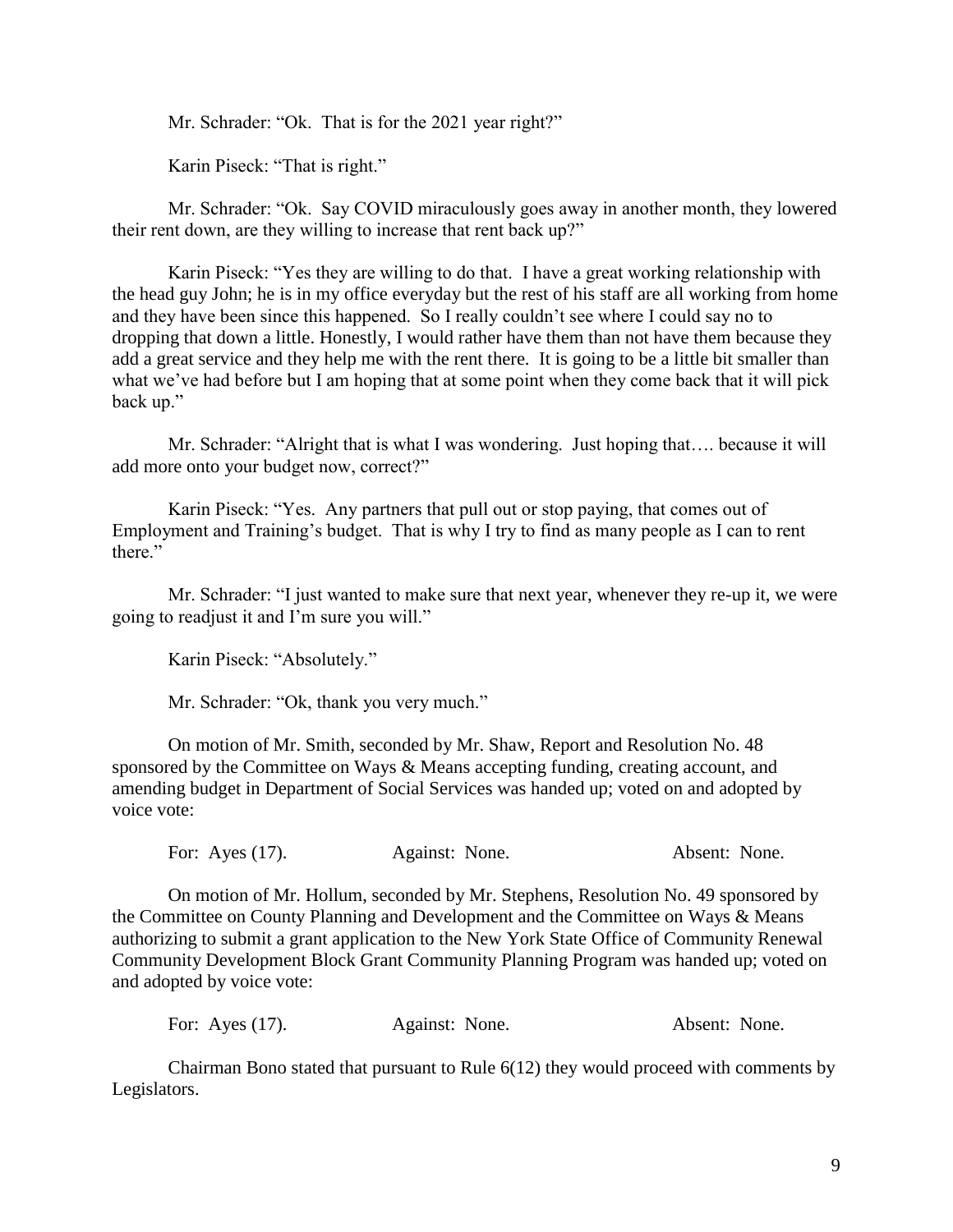Mr. Schrader: "Ok. That is for the 2021 year right?"

Karin Piseck: "That is right."

Mr. Schrader: "Ok. Say COVID miraculously goes away in another month, they lowered their rent down, are they willing to increase that rent back up?"

Karin Piseck: "Yes they are willing to do that. I have a great working relationship with the head guy John; he is in my office everyday but the rest of his staff are all working from home and they have been since this happened. So I really couldn't see where I could say no to dropping that down a little. Honestly, I would rather have them than not have them because they add a great service and they help me with the rent there. It is going to be a little bit smaller than what we've had before but I am hoping that at some point when they come back that it will pick back up."

Mr. Schrader: "Alright that is what I was wondering. Just hoping that…. because it will add more onto your budget now, correct?"

Karin Piseck: "Yes. Any partners that pull out or stop paying, that comes out of Employment and Training's budget. That is why I try to find as many people as I can to rent there."

Mr. Schrader: "I just wanted to make sure that next year, whenever they re-up it, we were going to readjust it and I'm sure you will."

Karin Piseck: "Absolutely."

Mr. Schrader: "Ok, thank you very much."

On motion of Mr. Smith, seconded by Mr. Shaw, Report and Resolution No. 48 sponsored by the Committee on Ways & Means accepting funding, creating account, and amending budget in Department of Social Services was handed up; voted on and adopted by voice vote:

For: Ayes (17). Against: None. Absent: None.

On motion of Mr. Hollum, seconded by Mr. Stephens, Resolution No. 49 sponsored by the Committee on County Planning and Development and the Committee on Ways & Means authorizing to submit a grant application to the New York State Office of Community Renewal Community Development Block Grant Community Planning Program was handed up; voted on and adopted by voice vote:

For: Ayes (17). Against: None. Absent: None.

Chairman Bono stated that pursuant to Rule 6(12) they would proceed with comments by Legislators.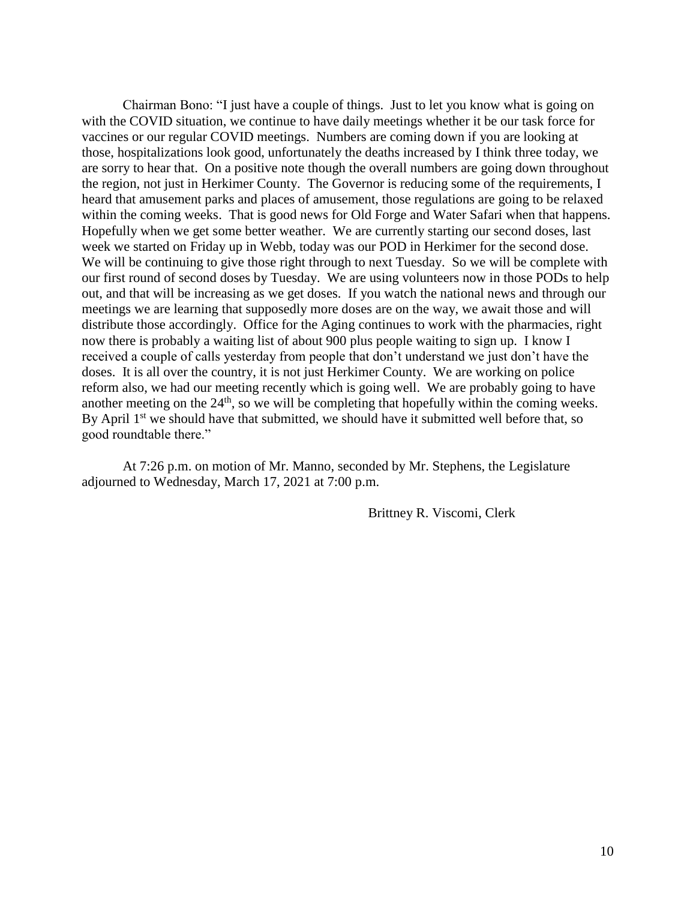Chairman Bono: "I just have a couple of things. Just to let you know what is going on with the COVID situation, we continue to have daily meetings whether it be our task force for vaccines or our regular COVID meetings. Numbers are coming down if you are looking at those, hospitalizations look good, unfortunately the deaths increased by I think three today, we are sorry to hear that. On a positive note though the overall numbers are going down throughout the region, not just in Herkimer County. The Governor is reducing some of the requirements, I heard that amusement parks and places of amusement, those regulations are going to be relaxed within the coming weeks. That is good news for Old Forge and Water Safari when that happens. Hopefully when we get some better weather. We are currently starting our second doses, last week we started on Friday up in Webb, today was our POD in Herkimer for the second dose. We will be continuing to give those right through to next Tuesday. So we will be complete with our first round of second doses by Tuesday. We are using volunteers now in those PODs to help out, and that will be increasing as we get doses. If you watch the national news and through our meetings we are learning that supposedly more doses are on the way, we await those and will distribute those accordingly. Office for the Aging continues to work with the pharmacies, right now there is probably a waiting list of about 900 plus people waiting to sign up. I know I received a couple of calls yesterday from people that don't understand we just don't have the doses. It is all over the country, it is not just Herkimer County. We are working on police reform also, we had our meeting recently which is going well. We are probably going to have another meeting on the 24th, so we will be completing that hopefully within the coming weeks. By April 1st we should have that submitted, we should have it submitted well before that, so good roundtable there."

At 7:26 p.m. on motion of Mr. Manno, seconded by Mr. Stephens, the Legislature adjourned to Wednesday, March 17, 2021 at 7:00 p.m.

Brittney R. Viscomi, Clerk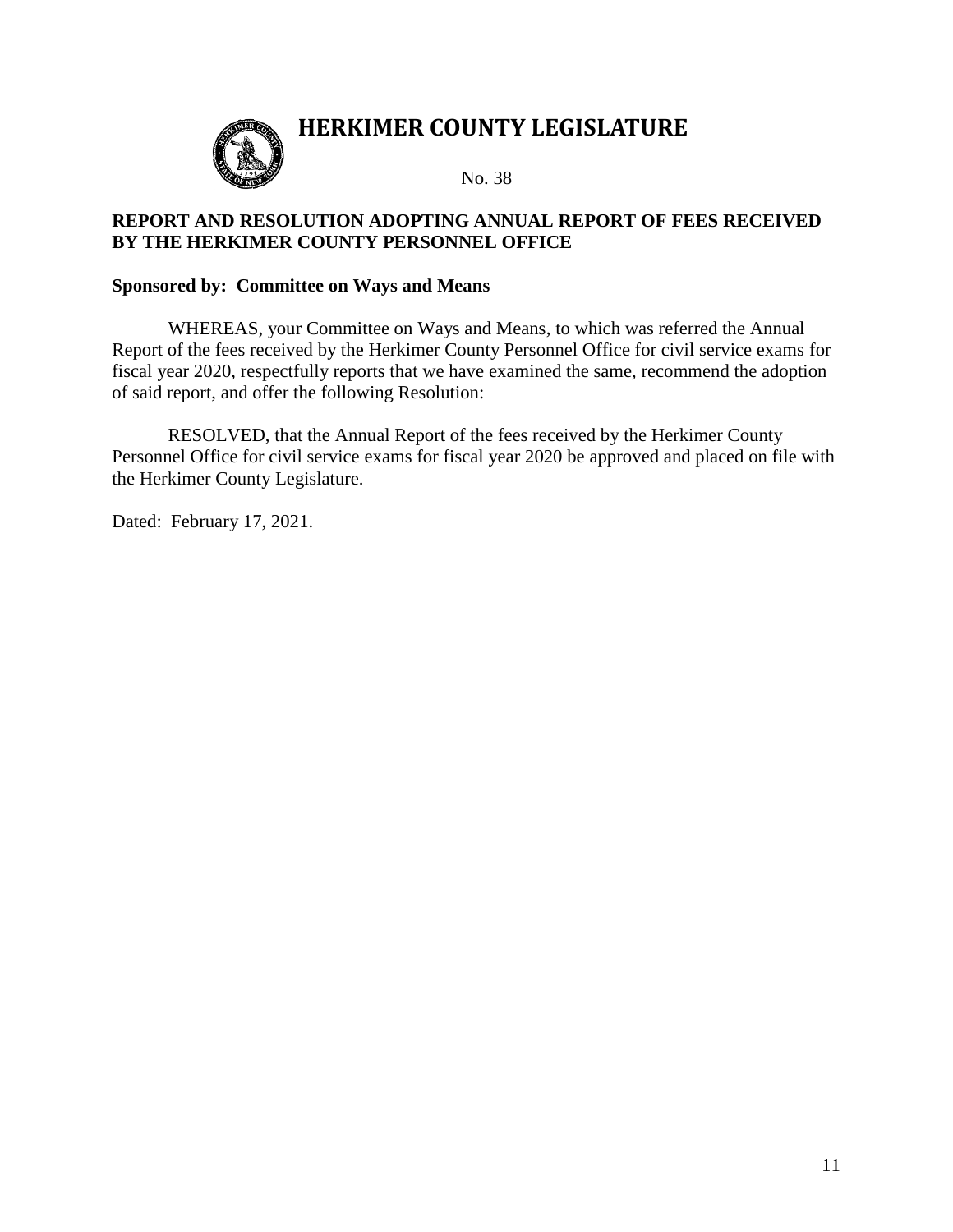# HERKIMER COUNTY LEGISLATURE

No. 38

**REPORT AND RESOLUTION ADOPTING ANNUAL REPORT OF FEES RECEIVED BY THE HERKIMER COUNTY PERSONNEL OFFICE**

**Sponsored by: Committee on Ways and Means**

WHEREAS, your Committee on Ways and Means, to which was referred the Annual Report of the fees received by the Herkimer County Personnel Office for civil service exams for fiscal year 2020, respectfully reports that we have examined the same, recommend the adoption of said report, and offer the following Resolution:

RESOLVED, that the Annual Report of the fees received by the Herkimer County Personnel Office for civil service exams for fiscal year 2020 be approved and placed on file with the Herkimer County Legislature.

Dated: February 17, 2021.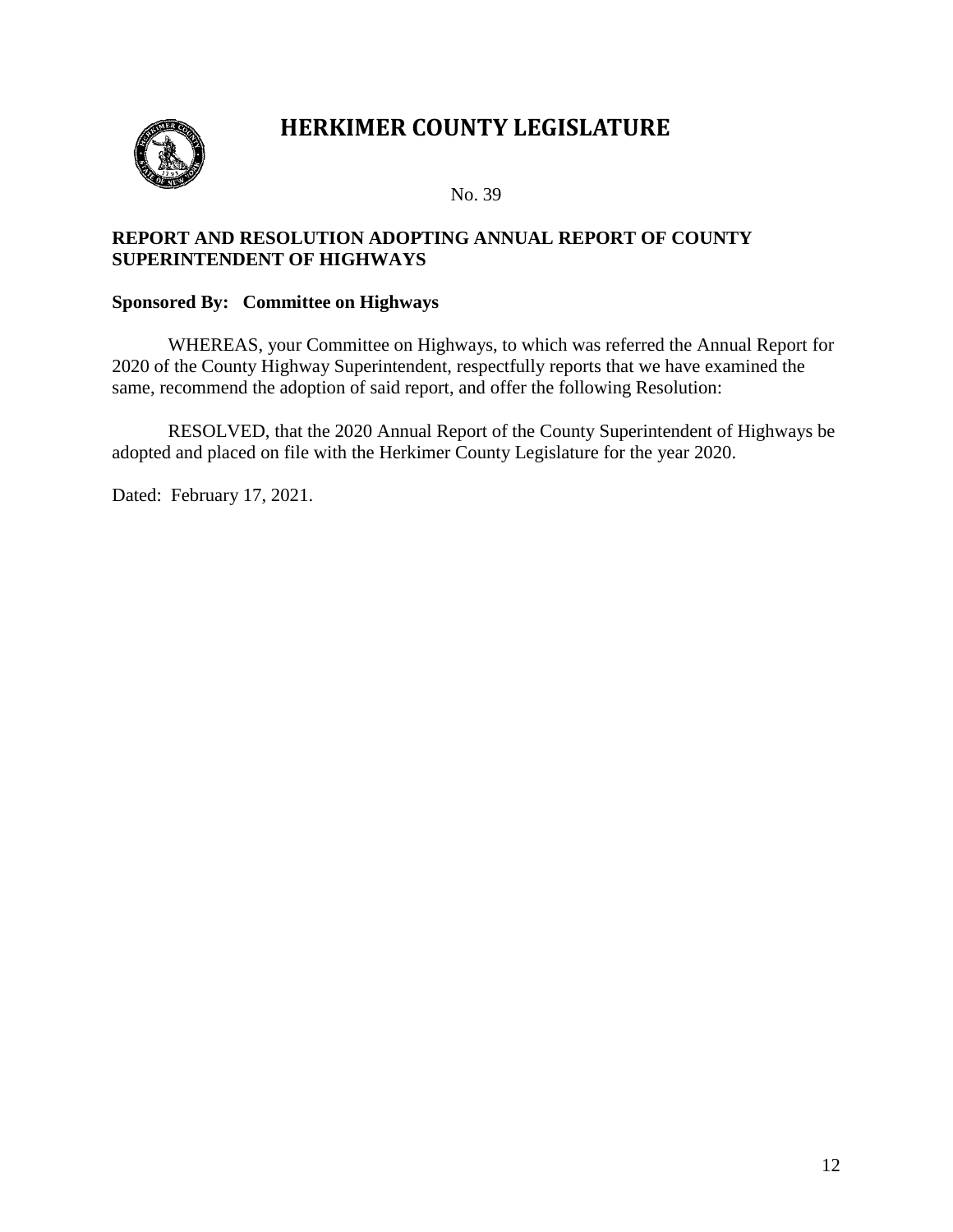# HERKIMER COUNTY LEGISLATURE

No. 39

**REPORT AND RESOLUTION ADOPTING ANNUAL REPORT OF COUNTY SUPERINTENDENT OF HIGHWAYS**

**Sponsored By: Committee on Highways**

WHEREAS, your Committee on Highways, to which was referred the Annual Report for 2020 of the County Highway Superintendent, respectfully reports that we have examined the same, recommend the adoption of said report, and offer the following Resolution:

RESOLVED, that the 2020 Annual Report of the County Superintendent of Highways be adopted and placed on file with the Herkimer County Legislature for the year 2020.

Dated: February 17, 2021.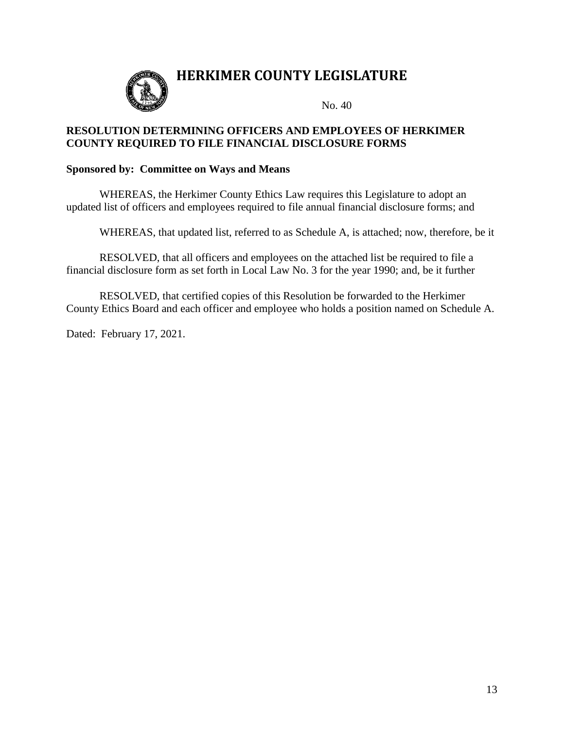# HERKIMER COUNTY LEGISLATURE

No. 40

**RESOLUTION DETERMINING OFFICERS AND EMPLOYEES OF HERKIMER COUNTY REQUIRED TO FILE FINANCIAL DISCLOSURE FORMS**

**Sponsored by: Committee on Ways and Means**

WHEREAS, the Herkimer County Ethics Law requires this Legislature to adopt an updated list of officers and employees required to file annual financial disclosure forms; and

WHEREAS, that updated list, referred to as Schedule A, is attached; now, therefore, be it

RESOLVED, that all officers and employees on the attached list be required to file a financial disclosure form as set forth in Local Law No. 3 for the year 1990; and, be it further

RESOLVED, that certified copies of this Resolution be forwarded to the Herkimer County Ethics Board and each officer and employee who holds a position named on Schedule A.

Dated: February 17, 2021.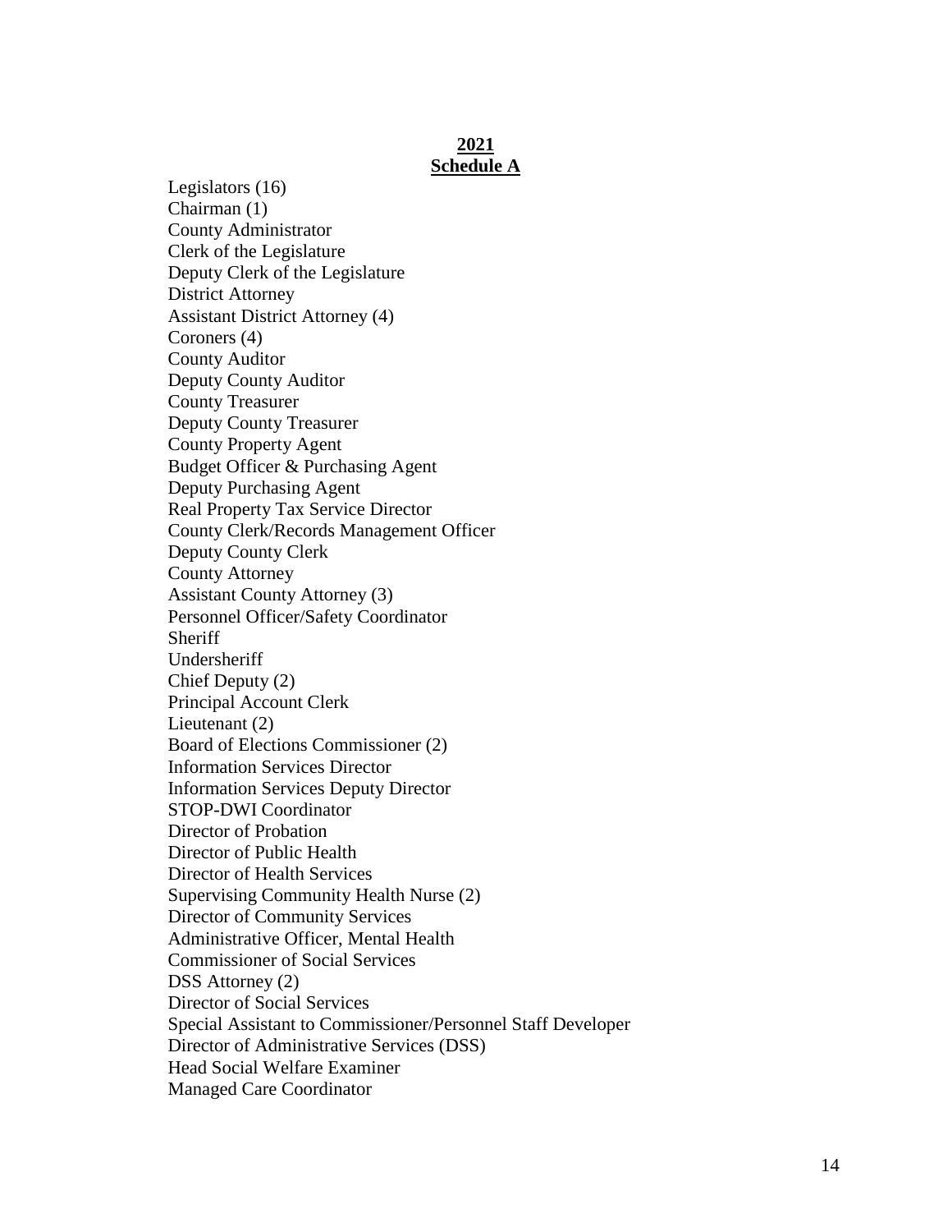**2021**
**Schedule A**

Legislators (16)
Chairman (1)
County Administrator
Clerk of the Legislature
Deputy Clerk of the Legislature
District Attorney
Assistant District Attorney (4)
Coroners (4)
County Auditor
Deputy County Auditor
County Treasurer
Deputy County Treasurer
County Property Agent
Budget Officer & Purchasing Agent
Deputy Purchasing Agent
Real Property Tax Service Director
County Clerk/Records Management Officer
Deputy County Clerk
County Attorney
Assistant County Attorney (3)
Personnel Officer/Safety Coordinator
Sheriff
Undersheriff
Chief Deputy (2)
Principal Account Clerk
Lieutenant (2)
Board of Elections Commissioner (2)
Information Services Director
Information Services Deputy Director
STOP-DWI Coordinator
Director of Probation
Director of Public Health
Director of Health Services
Supervising Community Health Nurse (2)
Director of Community Services
Administrative Officer, Mental Health
Commissioner of Social Services
DSS Attorney (2)
Director of Social Services
Special Assistant to Commissioner/Personnel Staff Developer
Director of Administrative Services (DSS)
Head Social Welfare Examiner
Managed Care Coordinator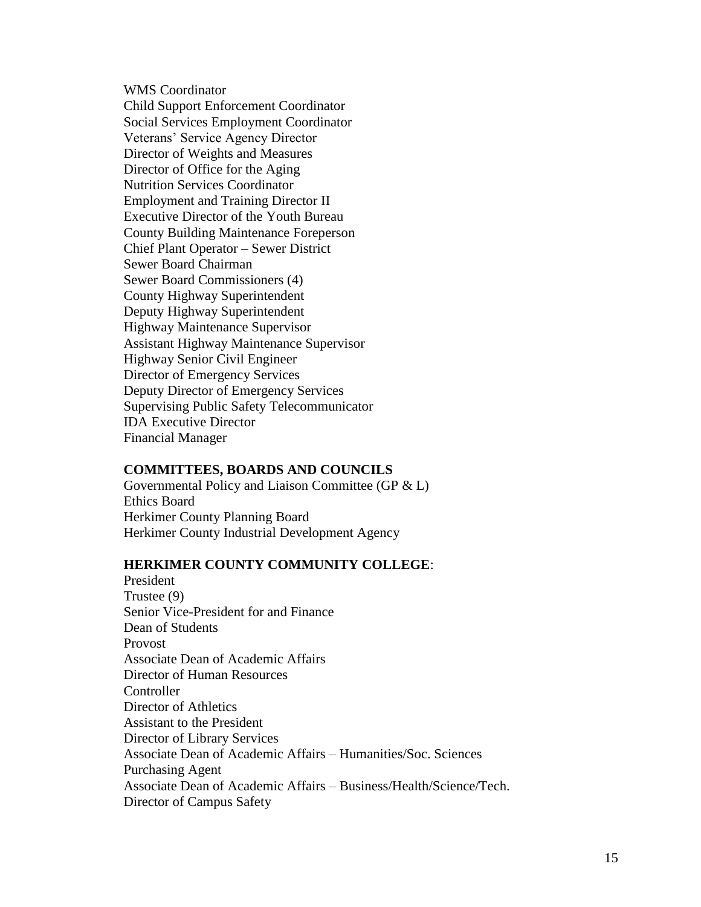WMS Coordinator
Child Support Enforcement Coordinator
Social Services Employment Coordinator
Veterans' Service Agency Director
Director of Weights and Measures
Director of Office for the Aging
Nutrition Services Coordinator
Employment and Training Director II
Executive Director of the Youth Bureau
County Building Maintenance Foreperson
Chief Plant Operator – Sewer District
Sewer Board Chairman
Sewer Board Commissioners (4)
County Highway Superintendent
Deputy Highway Superintendent
Highway Maintenance Supervisor
Assistant Highway Maintenance Supervisor
Highway Senior Civil Engineer
Director of Emergency Services
Deputy Director of Emergency Services
Supervising Public Safety Telecommunicator
IDA Executive Director
Financial Manager

**COMMITTEES, BOARDS AND COUNCILS**
Governmental Policy and Liaison Committee (GP & L)
Ethics Board
Herkimer County Planning Board
Herkimer County Industrial Development Agency

**HERKIMER COUNTY COMMUNITY COLLEGE**:
President
Trustee (9)
Senior Vice-President for and Finance
Dean of Students
Provost
Associate Dean of Academic Affairs
Director of Human Resources
Controller
Director of Athletics
Assistant to the President
Director of Library Services
Associate Dean of Academic Affairs – Humanities/Soc. Sciences
Purchasing Agent
Associate Dean of Academic Affairs – Business/Health/Science/Tech.
Director of Campus Safety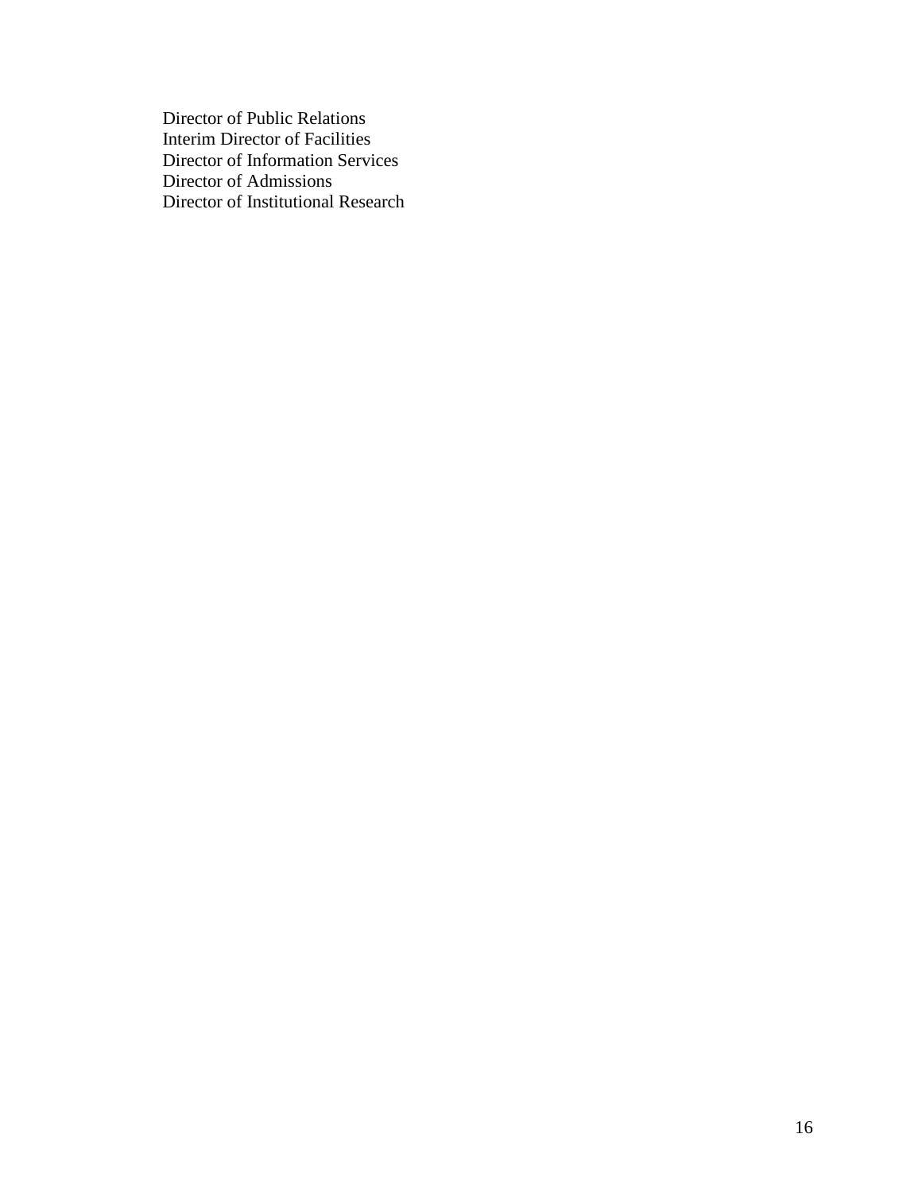Director of Public Relations
Interim Director of Facilities
Director of Information Services
Director of Admissions
Director of Institutional Research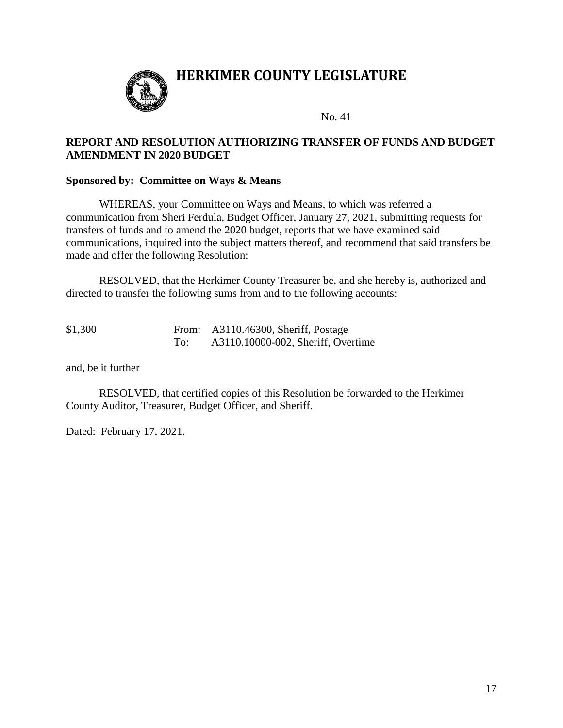# HERKIMER COUNTY LEGISLATURE

No. 41

**REPORT AND RESOLUTION AUTHORIZING TRANSFER OF FUNDS AND BUDGET AMENDMENT IN 2020 BUDGET**

**Sponsored by: Committee on Ways & Means**

WHEREAS, your Committee on Ways and Means, to which was referred a communication from Sheri Ferdula, Budget Officer, January 27, 2021, submitting requests for transfers of funds and to amend the 2020 budget, reports that we have examined said communications, inquired into the subject matters thereof, and recommend that said transfers be made and offer the following Resolution:

RESOLVED, that the Herkimer County Treasurer be, and she hereby is, authorized and directed to transfer the following sums from and to the following accounts:

| | | |
|---|---|---|
| $1,300 | From: | A3110.46300, Sheriff, Postage |
| | To: | A3110.10000-002, Sheriff, Overtime |

and, be it further

RESOLVED, that certified copies of this Resolution be forwarded to the Herkimer County Auditor, Treasurer, Budget Officer, and Sheriff.

Dated: February 17, 2021.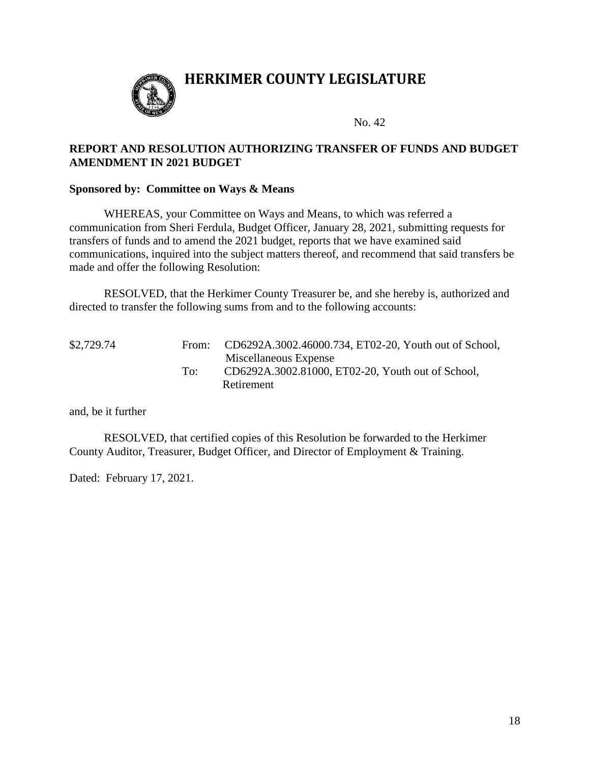# HERKIMER COUNTY LEGISLATURE

No. 42

**REPORT AND RESOLUTION AUTHORIZING TRANSFER OF FUNDS AND BUDGET AMENDMENT IN 2021 BUDGET**

**Sponsored by: Committee on Ways & Means**

WHEREAS, your Committee on Ways and Means, to which was referred a communication from Sheri Ferdula, Budget Officer, January 28, 2021, submitting requests for transfers of funds and to amend the 2021 budget, reports that we have examined said communications, inquired into the subject matters thereof, and recommend that said transfers be made and offer the following Resolution:

RESOLVED, that the Herkimer County Treasurer be, and she hereby is, authorized and directed to transfer the following sums from and to the following accounts:

| | | |
|---|---|---|
| $2,729.74 | From: | CD6292A.3002.46000.734, ET02-20, Youth out of School, Miscellaneous Expense |
| | To: | CD6292A.3002.81000, ET02-20, Youth out of School, Retirement |

and, be it further

RESOLVED, that certified copies of this Resolution be forwarded to the Herkimer County Auditor, Treasurer, Budget Officer, and Director of Employment & Training.

Dated: February 17, 2021.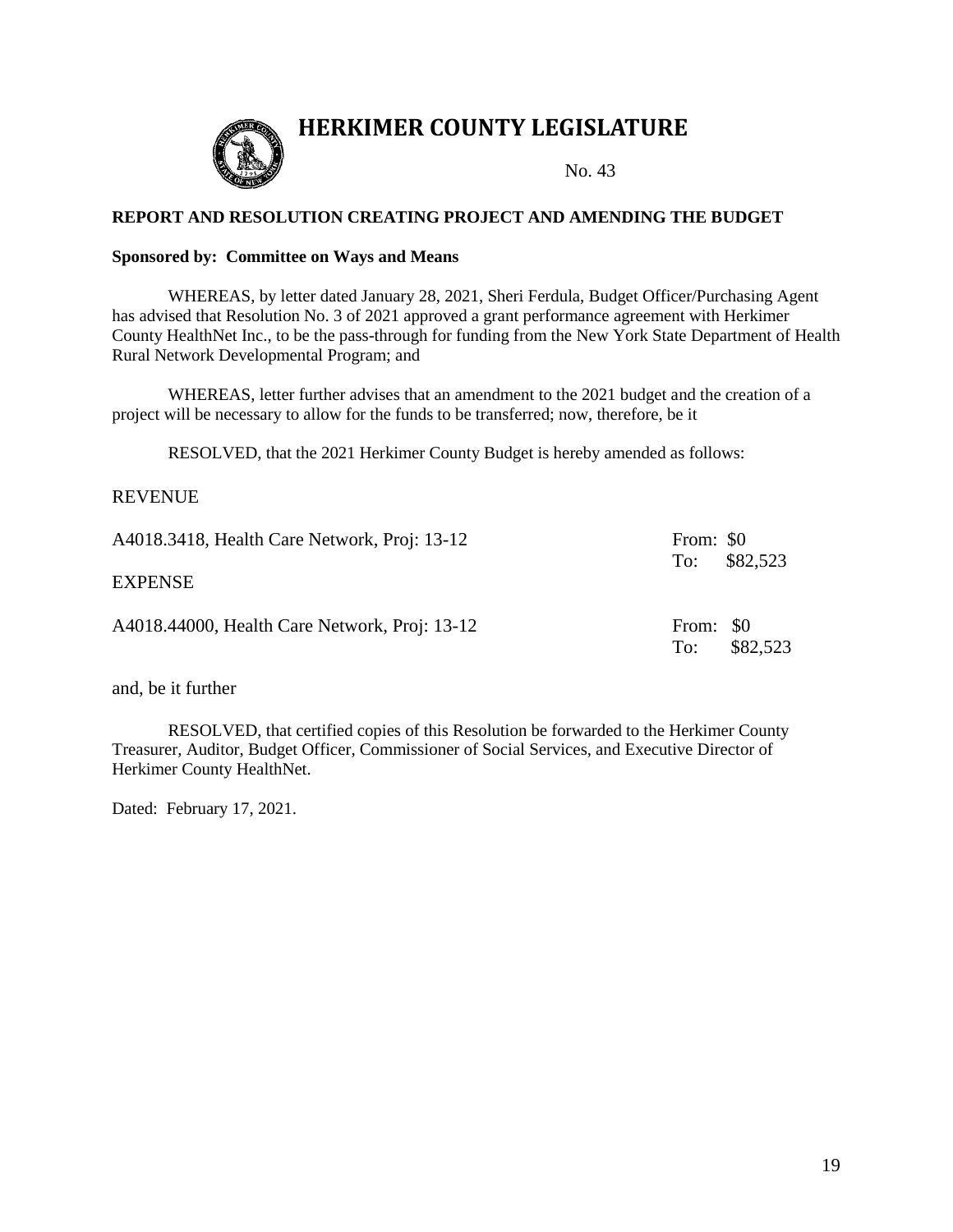# HERKIMER COUNTY LEGISLATURE

No. 43

**REPORT AND RESOLUTION CREATING PROJECT AND AMENDING THE BUDGET**

**Sponsored by: Committee on Ways and Means**

WHEREAS, by letter dated January 28, 2021, Sheri Ferdula, Budget Officer/Purchasing Agent has advised that Resolution No. 3 of 2021 approved a grant performance agreement with Herkimer County HealthNet Inc., to be the pass-through for funding from the New York State Department of Health Rural Network Developmental Program; and

WHEREAS, letter further advises that an amendment to the 2021 budget and the creation of a project will be necessary to allow for the funds to be transferred; now, therefore, be it

RESOLVED, that the 2021 Herkimer County Budget is hereby amended as follows:

REVENUE

A4018.3418, Health Care Network, Proj: 13-12 — From: $0 To: $82,523

EXPENSE

A4018.44000, Health Care Network, Proj: 13-12 — From: $0 To: $82,523

and, be it further

RESOLVED, that certified copies of this Resolution be forwarded to the Herkimer County Treasurer, Auditor, Budget Officer, Commissioner of Social Services, and Executive Director of Herkimer County HealthNet.

Dated: February 17, 2021.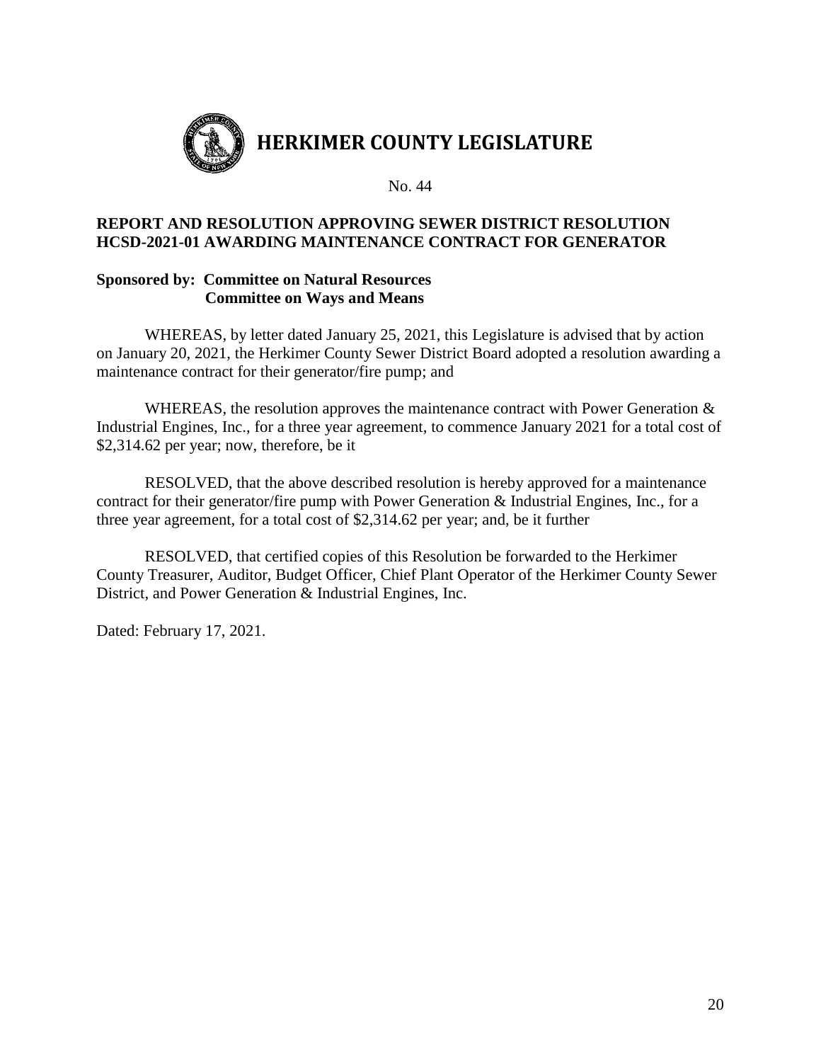# HERKIMER COUNTY LEGISLATURE

No. 44

**REPORT AND RESOLUTION APPROVING SEWER DISTRICT RESOLUTION HCSD-2021-01 AWARDING MAINTENANCE CONTRACT FOR GENERATOR**

**Sponsored by: Committee on Natural Resources**
**Committee on Ways and Means**

WHEREAS, by letter dated January 25, 2021, this Legislature is advised that by action on January 20, 2021, the Herkimer County Sewer District Board adopted a resolution awarding a maintenance contract for their generator/fire pump; and

WHEREAS, the resolution approves the maintenance contract with Power Generation & Industrial Engines, Inc., for a three year agreement, to commence January 2021 for a total cost of $2,314.62 per year; now, therefore, be it

RESOLVED, that the above described resolution is hereby approved for a maintenance contract for their generator/fire pump with Power Generation & Industrial Engines, Inc., for a three year agreement, for a total cost of $2,314.62 per year; and, be it further

RESOLVED, that certified copies of this Resolution be forwarded to the Herkimer County Treasurer, Auditor, Budget Officer, Chief Plant Operator of the Herkimer County Sewer District, and Power Generation & Industrial Engines, Inc.

Dated: February 17, 2021.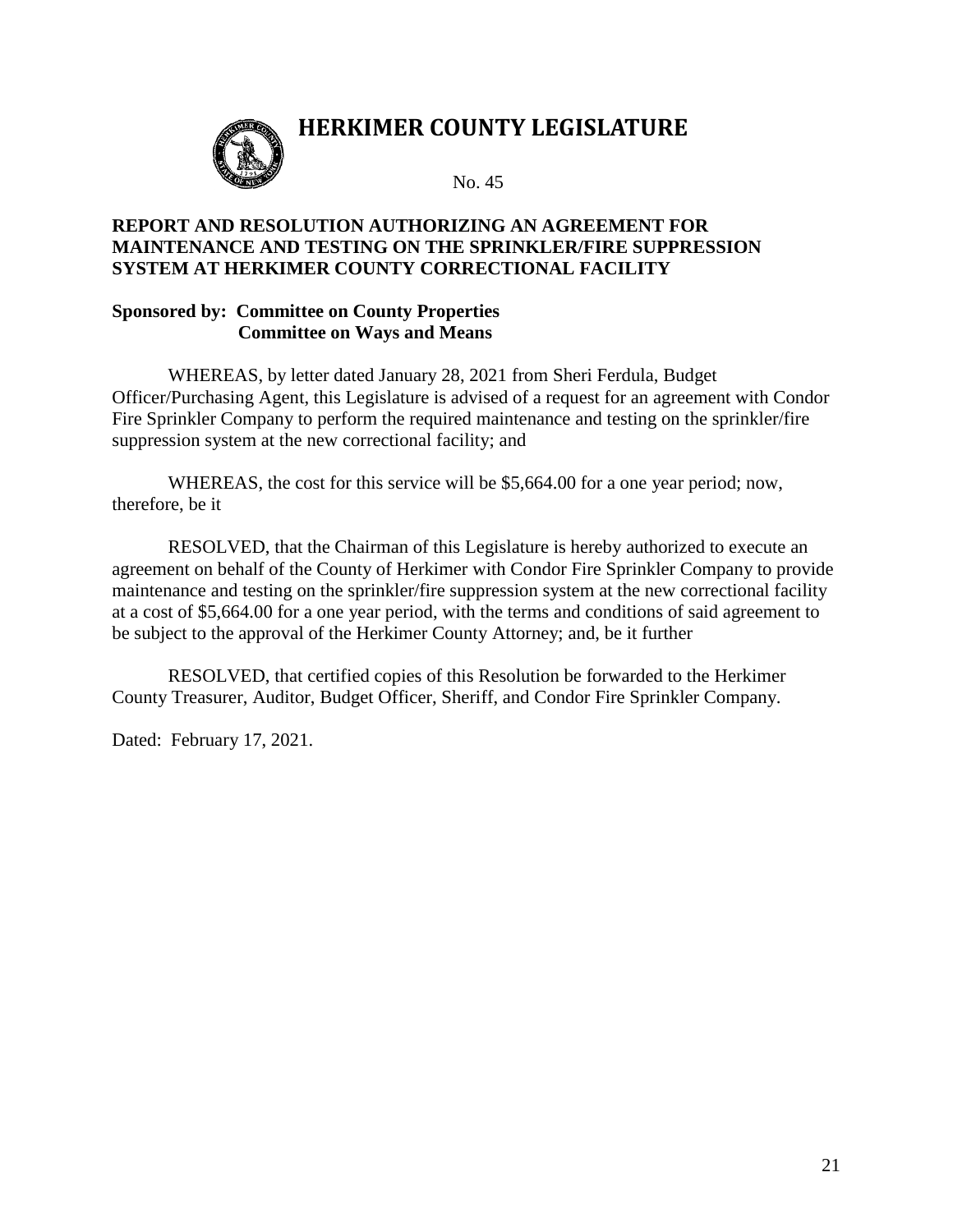# HERKIMER COUNTY LEGISLATURE

No. 45

**REPORT AND RESOLUTION AUTHORIZING AN AGREEMENT FOR MAINTENANCE AND TESTING ON THE SPRINKLER/FIRE SUPPRESSION SYSTEM AT HERKIMER COUNTY CORRECTIONAL FACILITY**

**Sponsored by: Committee on County Properties**
**Committee on Ways and Means**

WHEREAS, by letter dated January 28, 2021 from Sheri Ferdula, Budget Officer/Purchasing Agent, this Legislature is advised of a request for an agreement with Condor Fire Sprinkler Company to perform the required maintenance and testing on the sprinkler/fire suppression system at the new correctional facility; and

WHEREAS, the cost for this service will be $5,664.00 for a one year period; now, therefore, be it

RESOLVED, that the Chairman of this Legislature is hereby authorized to execute an agreement on behalf of the County of Herkimer with Condor Fire Sprinkler Company to provide maintenance and testing on the sprinkler/fire suppression system at the new correctional facility at a cost of $5,664.00 for a one year period, with the terms and conditions of said agreement to be subject to the approval of the Herkimer County Attorney; and, be it further

RESOLVED, that certified copies of this Resolution be forwarded to the Herkimer County Treasurer, Auditor, Budget Officer, Sheriff, and Condor Fire Sprinkler Company.

Dated: February 17, 2021.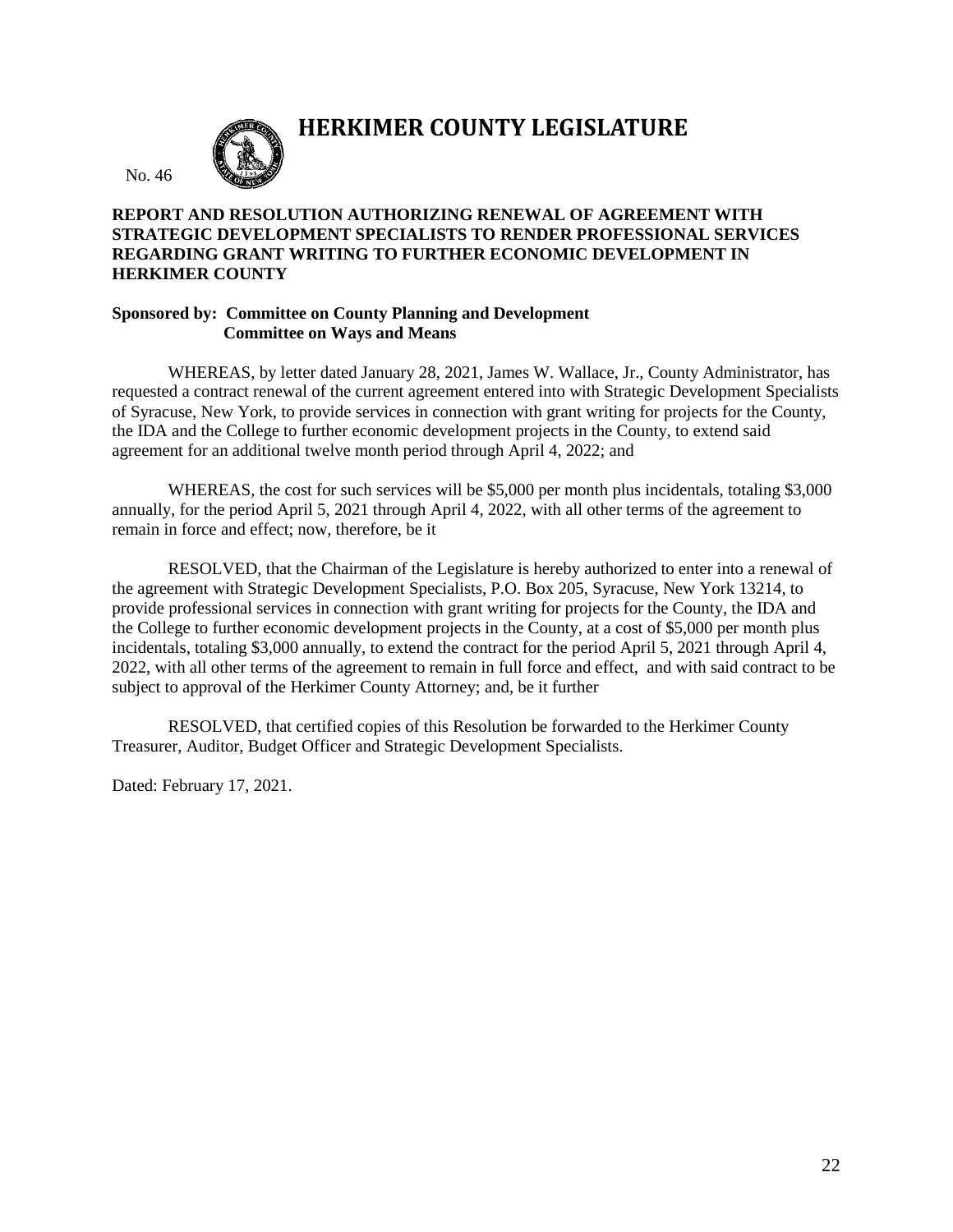# HERKIMER COUNTY LEGISLATURE

No. 46

**REPORT AND RESOLUTION AUTHORIZING RENEWAL OF AGREEMENT WITH STRATEGIC DEVELOPMENT SPECIALISTS TO RENDER PROFESSIONAL SERVICES REGARDING GRANT WRITING TO FURTHER ECONOMIC DEVELOPMENT IN HERKIMER COUNTY**

**Sponsored by: Committee on County Planning and Development**
**Committee on Ways and Means**

WHEREAS, by letter dated January 28, 2021, James W. Wallace, Jr., County Administrator, has requested a contract renewal of the current agreement entered into with Strategic Development Specialists of Syracuse, New York, to provide services in connection with grant writing for projects for the County, the IDA and the College to further economic development projects in the County, to extend said agreement for an additional twelve month period through April 4, 2022; and

WHEREAS, the cost for such services will be $5,000 per month plus incidentals, totaling $3,000 annually, for the period April 5, 2021 through April 4, 2022, with all other terms of the agreement to remain in force and effect; now, therefore, be it

RESOLVED, that the Chairman of the Legislature is hereby authorized to enter into a renewal of the agreement with Strategic Development Specialists, P.O. Box 205, Syracuse, New York 13214, to provide professional services in connection with grant writing for projects for the County, the IDA and the College to further economic development projects in the County, at a cost of $5,000 per month plus incidentals, totaling $3,000 annually, to extend the contract for the period April 5, 2021 through April 4, 2022, with all other terms of the agreement to remain in full force and effect, and with said contract to be subject to approval of the Herkimer County Attorney; and, be it further

RESOLVED, that certified copies of this Resolution be forwarded to the Herkimer County Treasurer, Auditor, Budget Officer and Strategic Development Specialists.

Dated: February 17, 2021.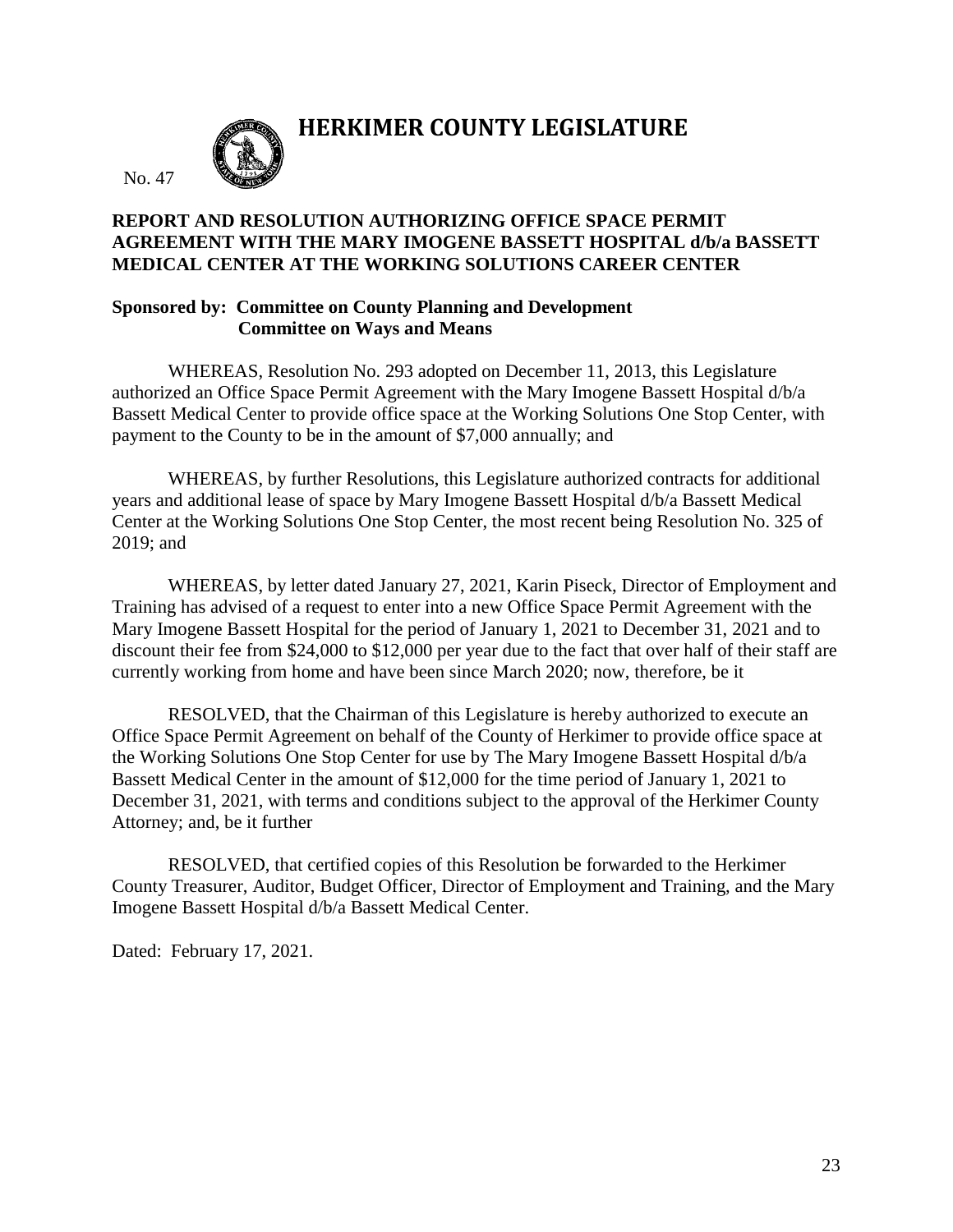# HERKIMER COUNTY LEGISLATURE

No. 47

**REPORT AND RESOLUTION AUTHORIZING OFFICE SPACE PERMIT AGREEMENT WITH THE MARY IMOGENE BASSETT HOSPITAL d/b/a BASSETT MEDICAL CENTER AT THE WORKING SOLUTIONS CAREER CENTER**

**Sponsored by: Committee on County Planning and Development**
**Committee on Ways and Means**

WHEREAS, Resolution No. 293 adopted on December 11, 2013, this Legislature authorized an Office Space Permit Agreement with the Mary Imogene Bassett Hospital d/b/a Bassett Medical Center to provide office space at the Working Solutions One Stop Center, with payment to the County to be in the amount of $7,000 annually; and

WHEREAS, by further Resolutions, this Legislature authorized contracts for additional years and additional lease of space by Mary Imogene Bassett Hospital d/b/a Bassett Medical Center at the Working Solutions One Stop Center, the most recent being Resolution No. 325 of 2019; and

WHEREAS, by letter dated January 27, 2021, Karin Piseck, Director of Employment and Training has advised of a request to enter into a new Office Space Permit Agreement with the Mary Imogene Bassett Hospital for the period of January 1, 2021 to December 31, 2021 and to discount their fee from $24,000 to $12,000 per year due to the fact that over half of their staff are currently working from home and have been since March 2020; now, therefore, be it

RESOLVED, that the Chairman of this Legislature is hereby authorized to execute an Office Space Permit Agreement on behalf of the County of Herkimer to provide office space at the Working Solutions One Stop Center for use by The Mary Imogene Bassett Hospital d/b/a Bassett Medical Center in the amount of $12,000 for the time period of January 1, 2021 to December 31, 2021, with terms and conditions subject to the approval of the Herkimer County Attorney; and, be it further

RESOLVED, that certified copies of this Resolution be forwarded to the Herkimer County Treasurer, Auditor, Budget Officer, Director of Employment and Training, and the Mary Imogene Bassett Hospital d/b/a Bassett Medical Center.

Dated: February 17, 2021.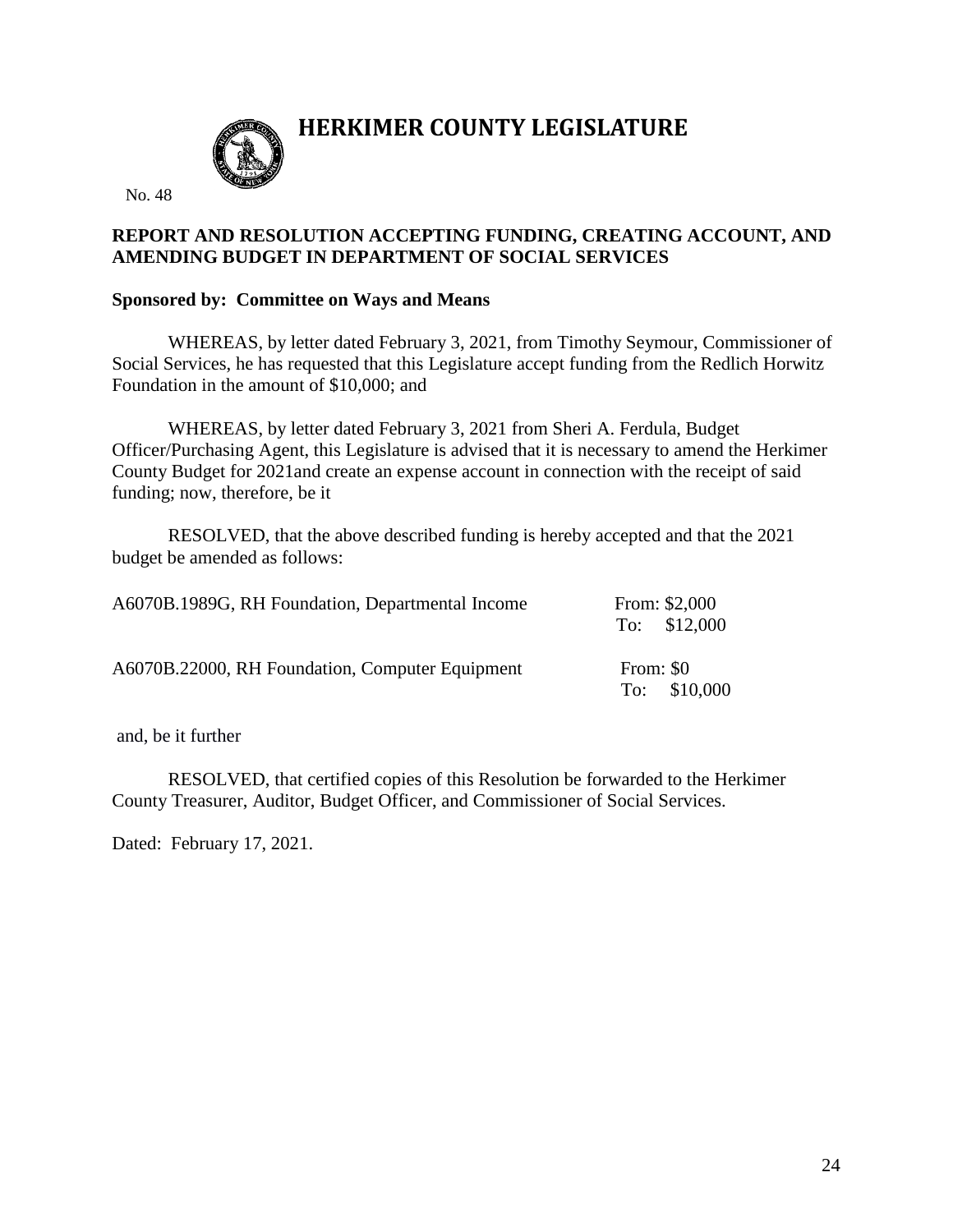# HERKIMER COUNTY LEGISLATURE

No. 48

**REPORT AND RESOLUTION ACCEPTING FUNDING, CREATING ACCOUNT, AND AMENDING BUDGET IN DEPARTMENT OF SOCIAL SERVICES**

**Sponsored by: Committee on Ways and Means**

WHEREAS, by letter dated February 3, 2021, from Timothy Seymour, Commissioner of Social Services, he has requested that this Legislature accept funding from the Redlich Horwitz Foundation in the amount of $10,000; and

WHEREAS, by letter dated February 3, 2021 from Sheri A. Ferdula, Budget Officer/Purchasing Agent, this Legislature is advised that it is necessary to amend the Herkimer County Budget for 2021and create an expense account in connection with the receipt of said funding; now, therefore, be it

RESOLVED, that the above described funding is hereby accepted and that the 2021 budget be amended as follows:

| | |
|---|---|
| A6070B.1989G, RH Foundation, Departmental Income | From: $2,000<br>To: $12,000 |
| A6070B.22000, RH Foundation, Computer Equipment | From: $0<br>To: $10,000 |

and, be it further

RESOLVED, that certified copies of this Resolution be forwarded to the Herkimer County Treasurer, Auditor, Budget Officer, and Commissioner of Social Services.

Dated: February 17, 2021.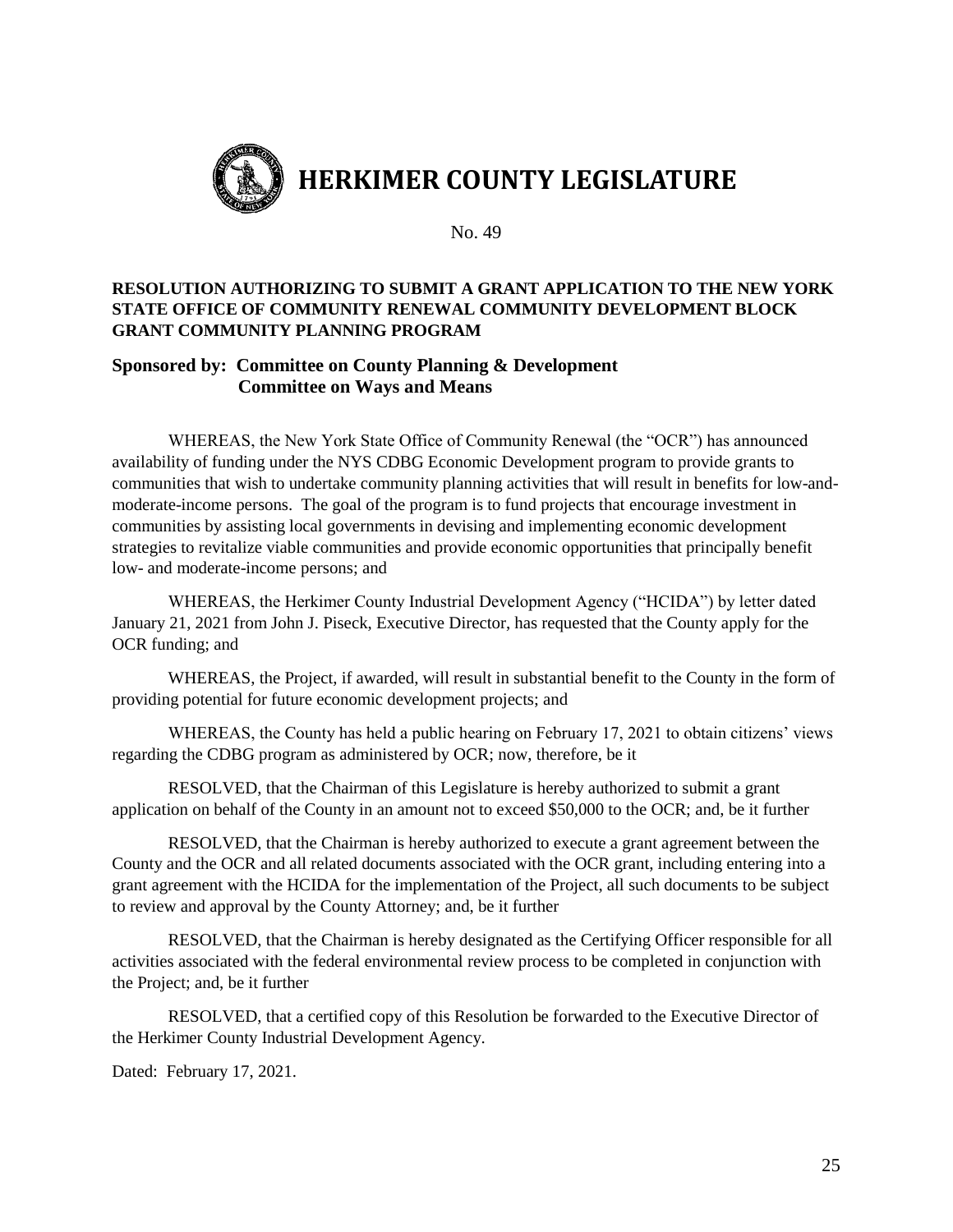# HERKIMER COUNTY LEGISLATURE

No. 49

**RESOLUTION AUTHORIZING TO SUBMIT A GRANT APPLICATION TO THE NEW YORK STATE OFFICE OF COMMUNITY RENEWAL COMMUNITY DEVELOPMENT BLOCK GRANT COMMUNITY PLANNING PROGRAM**

**Sponsored by: Committee on County Planning & Development**
**Committee on Ways and Means**

WHEREAS, the New York State Office of Community Renewal (the "OCR") has announced availability of funding under the NYS CDBG Economic Development program to provide grants to communities that wish to undertake community planning activities that will result in benefits for low-and-moderate-income persons. The goal of the program is to fund projects that encourage investment in communities by assisting local governments in devising and implementing economic development strategies to revitalize viable communities and provide economic opportunities that principally benefit low- and moderate-income persons; and

WHEREAS, the Herkimer County Industrial Development Agency ("HCIDA") by letter dated January 21, 2021 from John J. Piseck, Executive Director, has requested that the County apply for the OCR funding; and

WHEREAS, the Project, if awarded, will result in substantial benefit to the County in the form of providing potential for future economic development projects; and

WHEREAS, the County has held a public hearing on February 17, 2021 to obtain citizens' views regarding the CDBG program as administered by OCR; now, therefore, be it

RESOLVED, that the Chairman of this Legislature is hereby authorized to submit a grant application on behalf of the County in an amount not to exceed $50,000 to the OCR; and, be it further

RESOLVED, that the Chairman is hereby authorized to execute a grant agreement between the County and the OCR and all related documents associated with the OCR grant, including entering into a grant agreement with the HCIDA for the implementation of the Project, all such documents to be subject to review and approval by the County Attorney; and, be it further

RESOLVED, that the Chairman is hereby designated as the Certifying Officer responsible for all activities associated with the federal environmental review process to be completed in conjunction with the Project; and, be it further

RESOLVED, that a certified copy of this Resolution be forwarded to the Executive Director of the Herkimer County Industrial Development Agency.

Dated: February 17, 2021.